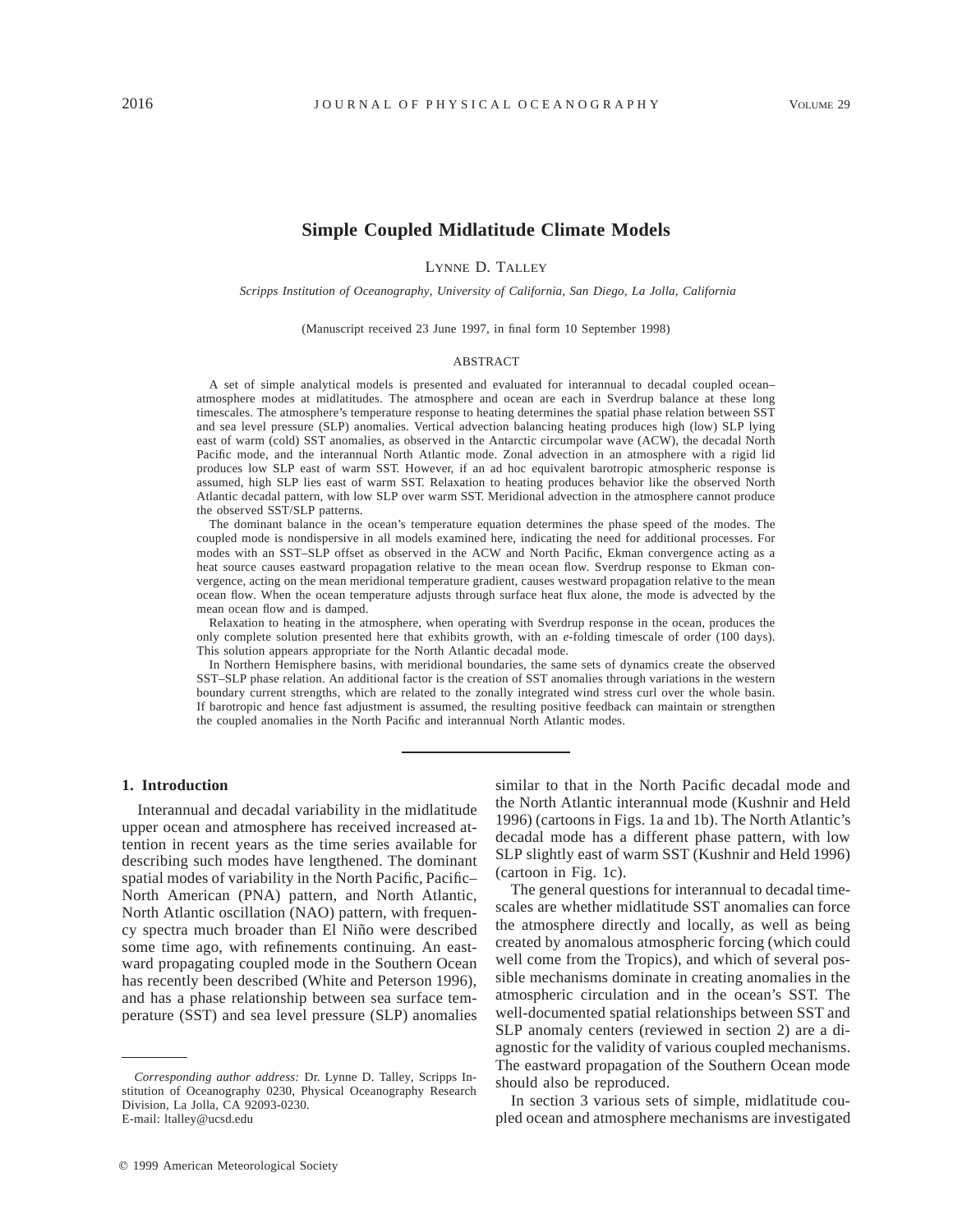# Simple Coupled Midlatitude Climate Models

LYNNE D. TALLEY

*Scripps Institution of Oceanography, University of California, San Diego, La Jolla, California*

(Manuscript received 23 June 1997, in final form 10 September 1998)

## ABSTRACT

A set of simple analytical models is presented and evaluated for interannual to decadal coupled ocean–atmosphere modes at midlatitudes. The atmosphere and ocean are each in Sverdrup balance at these long timescales. The atmosphere's temperature response to heating determines the spatial phase relation between SST and sea level pressure (SLP) anomalies. Vertical advection balancing heating produces high (low) SLP lying east of warm (cold) SST anomalies, as observed in the Antarctic circumpolar wave (ACW), the decadal North Pacific mode, and the interannual North Atlantic mode. Zonal advection in an atmosphere with a rigid lid produces low SLP east of warm SST. However, if an ad hoc equivalent barotropic atmospheric response is assumed, high SLP lies east of warm SST. Relaxation to heating produces behavior like the observed North Atlantic decadal pattern, with low SLP over warm SST. Meridional advection in the atmosphere cannot produce the observed SST/SLP patterns.

The dominant balance in the ocean's temperature equation determines the phase speed of the modes. The coupled mode is nondispersive in all models examined here, indicating the need for additional processes. For modes with an SST–SLP offset as observed in the ACW and North Pacific, Ekman convergence acting as a heat source causes eastward propagation relative to the mean ocean flow. Sverdrup response to Ekman convergence, acting on the mean meridional temperature gradient, causes westward propagation relative to the mean ocean flow. When the ocean temperature adjusts through surface heat flux alone, the mode is advected by the mean ocean flow and is damped.

Relaxation to heating in the atmosphere, when operating with Sverdrup response in the ocean, produces the only complete solution presented here that exhibits growth, with an *e*-folding timescale of order (100 days). This solution appears appropriate for the North Atlantic decadal mode.

In Northern Hemisphere basins, with meridional boundaries, the same sets of dynamics create the observed SST–SLP phase relation. An additional factor is the creation of SST anomalies through variations in the western boundary current strengths, which are related to the zonally integrated wind stress curl over the whole basin. If barotropic and hence fast adjustment is assumed, the resulting positive feedback can maintain or strengthen the coupled anomalies in the North Pacific and interannual North Atlantic modes.

## 1. Introduction

Interannual and decadal variability in the midlatitude upper ocean and atmosphere has received increased attention in recent years as the time series available for describing such modes have lengthened. The dominant spatial modes of variability in the North Pacific, Pacific–North American (PNA) pattern, and North Atlantic, North Atlantic oscillation (NAO) pattern, with frequency spectra much broader than El Niño were described some time ago, with refinements continuing. An eastward propagating coupled mode in the Southern Ocean has recently been described (White and Peterson 1996), and has a phase relationship between sea surface temperature (SST) and sea level pressure (SLP) anomalies similar to that in the North Pacific decadal mode and the North Atlantic interannual mode (Kushnir and Held 1996) (cartoons in Figs. 1a and 1b). The North Atlantic's decadal mode has a different phase pattern, with low SLP slightly east of warm SST (Kushnir and Held 1996) (cartoon in Fig. 1c).

The general questions for interannual to decadal timescales are whether midlatitude SST anomalies can force the atmosphere directly and locally, as well as being created by anomalous atmospheric forcing (which could well come from the Tropics), and which of several possible mechanisms dominate in creating anomalies in the atmospheric circulation and in the ocean's SST. The well-documented spatial relationships between SST and SLP anomaly centers (reviewed in section 2) are a diagnostic for the validity of various coupled mechanisms. The eastward propagation of the Southern Ocean mode should also be reproduced.

In section 3 various sets of simple, midlatitude coupled ocean and atmosphere mechanisms are investigated

---

*Corresponding author address:* Dr. Lynne D. Talley, Scripps Institution of Oceanography 0230, Physical Oceanography Research Division, La Jolla, CA 92093-0230.
E-mail: ltalley@ucsd.edu

© 1999 American Meteorological Society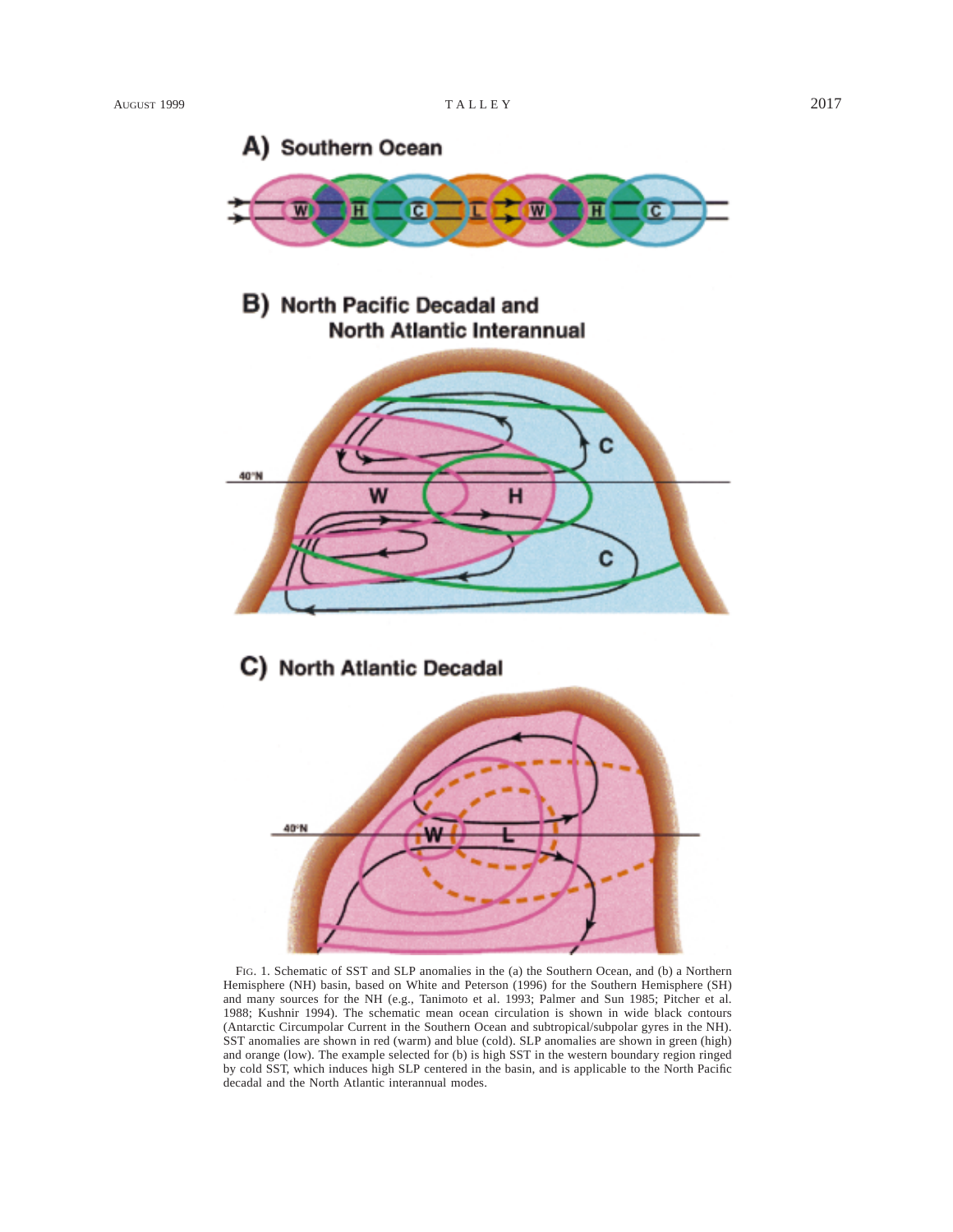FIG. 1. Schematic of SST and SLP anomalies in the (a) the Southern Ocean, and (b) a Northern Hemisphere (NH) basin, based on White and Peterson (1996) for the Southern Hemisphere (SH) and many sources for the NH (e.g., Tanimoto et al. 1993; Palmer and Sun 1985; Pitcher et al. 1988; Kushnir 1994). The schematic mean ocean circulation is shown in wide black contours (Antarctic Circumpolar Current in the Southern Ocean and subtropical/subpolar gyres in the NH). SST anomalies are shown in red (warm) and blue (cold). SLP anomalies are shown in green (high) and orange (low). The example selected for (b) is high SST in the western boundary region ringed by cold SST, which induces high SLP centered in the basin, and is applicable to the North Pacific decadal and the North Atlantic interannual modes.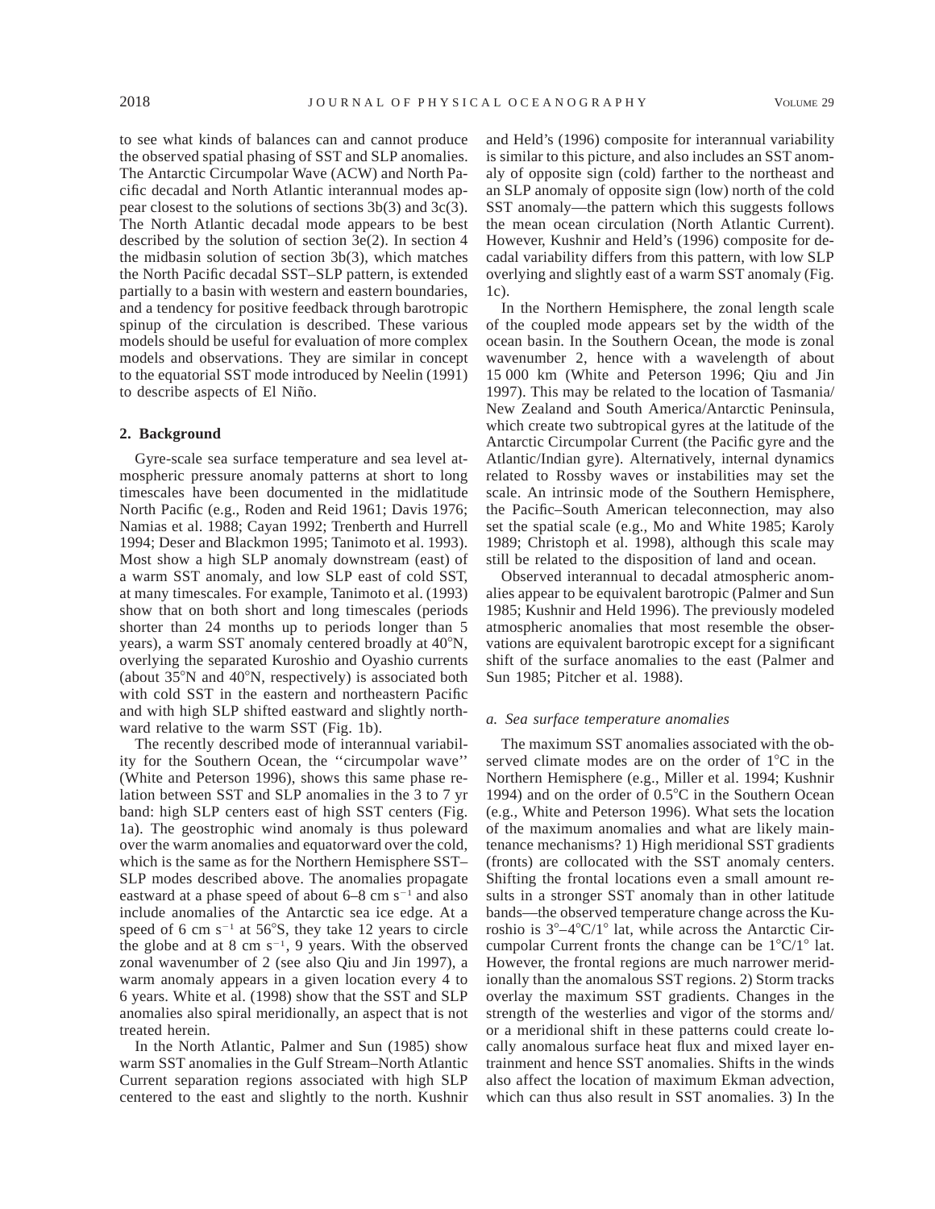to see what kinds of balances can and cannot produce the observed spatial phasing of SST and SLP anomalies. The Antarctic Circumpolar Wave (ACW) and North Pacific decadal and North Atlantic interannual modes appear closest to the solutions of sections 3b(3) and 3c(3). The North Atlantic decadal mode appears to be best described by the solution of section 3e(2). In section 4 the midbasin solution of section 3b(3), which matches the North Pacific decadal SST–SLP pattern, is extended partially to a basin with western and eastern boundaries, and a tendency for positive feedback through barotropic spinup of the circulation is described. These various models should be useful for evaluation of more complex models and observations. They are similar in concept to the equatorial SST mode introduced by Neelin (1991) to describe aspects of El Niño.

## 2. Background

Gyre-scale sea surface temperature and sea level atmospheric pressure anomaly patterns at short to long timescales have been documented in the midlatitude North Pacific (e.g., Roden and Reid 1961; Davis 1976; Namias et al. 1988; Cayan 1992; Trenberth and Hurrell 1994; Deser and Blackmon 1995; Tanimoto et al. 1993). Most show a high SLP anomaly downstream (east) of a warm SST anomaly, and low SLP east of cold SST, at many timescales. For example, Tanimoto et al. (1993) show that on both short and long timescales (periods shorter than 24 months up to periods longer than 5 years), a warm SST anomaly centered broadly at 40°N, overlying the separated Kuroshio and Oyashio currents (about 35°N and 40°N, respectively) is associated both with cold SST in the eastern and northeastern Pacific and with high SLP shifted eastward and slightly northward relative to the warm SST (Fig. 1b).

The recently described mode of interannual variability for the Southern Ocean, the ''circumpolar wave'' (White and Peterson 1996), shows this same phase relation between SST and SLP anomalies in the 3 to 7 yr band: high SLP centers east of high SST centers (Fig. 1a). The geostrophic wind anomaly is thus poleward over the warm anomalies and equatorward over the cold, which is the same as for the Northern Hemisphere SST–SLP modes described above. The anomalies propagate eastward at a phase speed of about 6–8 cm $s^{-1}$ and also include anomalies of the Antarctic sea ice edge. At a speed of 6 cm $s^{-1}$ at 56°S, they take 12 years to circle the globe and at 8 cm $s^{-1}$, 9 years. With the observed zonal wavenumber of 2 (see also Qiu and Jin 1997), a warm anomaly appears in a given location every 4 to 6 years. White et al. (1998) show that the SST and SLP anomalies also spiral meridionally, an aspect that is not treated herein.

In the North Atlantic, Palmer and Sun (1985) show warm SST anomalies in the Gulf Stream–North Atlantic Current separation regions associated with high SLP centered to the east and slightly to the north. Kushnir and Held's (1996) composite for interannual variability is similar to this picture, and also includes an SST anomaly of opposite sign (cold) farther to the northeast and an SLP anomaly of opposite sign (low) north of the cold SST anomaly—the pattern which this suggests follows the mean ocean circulation (North Atlantic Current). However, Kushnir and Held's (1996) composite for decadal variability differs from this pattern, with low SLP overlying and slightly east of a warm SST anomaly (Fig. 1c).

In the Northern Hemisphere, the zonal length scale of the coupled mode appears set by the width of the ocean basin. In the Southern Ocean, the mode is zonal wavenumber 2, hence with a wavelength of about 15 000 km (White and Peterson 1996; Qiu and Jin 1997). This may be related to the location of Tasmania/New Zealand and South America/Antarctic Peninsula, which create two subtropical gyres at the latitude of the Antarctic Circumpolar Current (the Pacific gyre and the Atlantic/Indian gyre). Alternatively, internal dynamics related to Rossby waves or instabilities may set the scale. An intrinsic mode of the Southern Hemisphere, the Pacific–South American teleconnection, may also set the spatial scale (e.g., Mo and White 1985; Karoly 1989; Christoph et al. 1998), although this scale may still be related to the disposition of land and ocean.

Observed interannual to decadal atmospheric anomalies appear to be equivalent barotropic (Palmer and Sun 1985; Kushnir and Held 1996). The previously modeled atmospheric anomalies that most resemble the observations are equivalent barotropic except for a significant shift of the surface anomalies to the east (Palmer and Sun 1985; Pitcher et al. 1988).

### *a. Sea surface temperature anomalies*

The maximum SST anomalies associated with the observed climate modes are on the order of 1°C in the Northern Hemisphere (e.g., Miller et al. 1994; Kushnir 1994) and on the order of 0.5°C in the Southern Ocean (e.g., White and Peterson 1996). What sets the location of the maximum anomalies and what are likely maintenance mechanisms? 1) High meridional SST gradients (fronts) are collocated with the SST anomaly centers. Shifting the frontal locations even a small amount results in a stronger SST anomaly than in other latitude bands—the observed temperature change across the Kuroshio is 3°–4°C/1° lat, while across the Antarctic Circumpolar Current fronts the change can be 1°C/1° lat. However, the frontal regions are much narrower meridionally than the anomalous SST regions. 2) Storm tracks overlay the maximum SST gradients. Changes in the strength of the westerlies and vigor of the storms and/or a meridional shift in these patterns could create locally anomalous surface heat flux and mixed layer entrainment and hence SST anomalies. Shifts in the winds also affect the location of maximum Ekman advection, which can thus also result in SST anomalies. 3) In the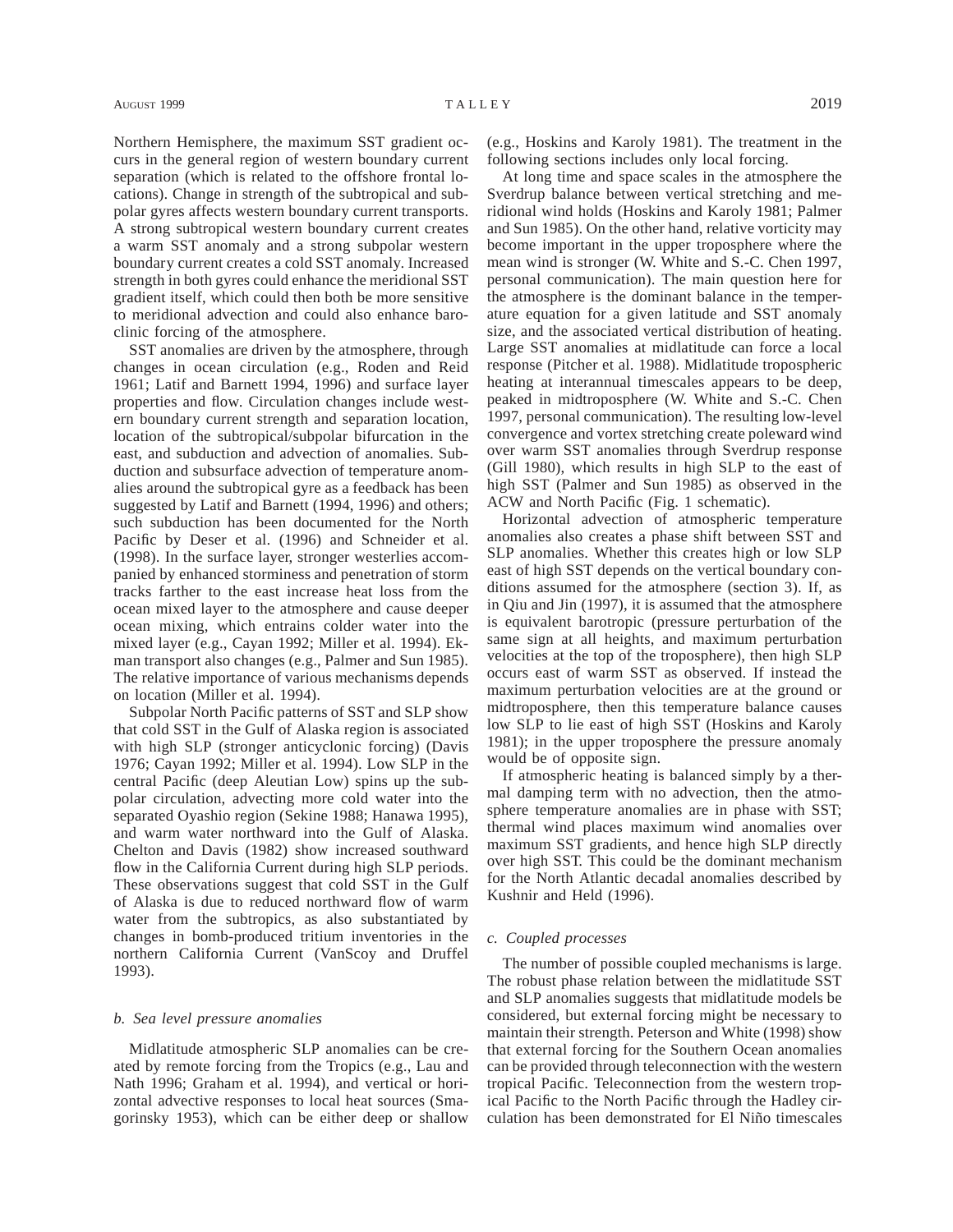Northern Hemisphere, the maximum SST gradient occurs in the general region of western boundary current separation (which is related to the offshore frontal locations). Change in strength of the subtropical and subpolar gyres affects western boundary current transports. A strong subtropical western boundary current creates a warm SST anomaly and a strong subpolar western boundary current creates a cold SST anomaly. Increased strength in both gyres could enhance the meridional SST gradient itself, which could then both be more sensitive to meridional advection and could also enhance baroclinic forcing of the atmosphere.

SST anomalies are driven by the atmosphere, through changes in ocean circulation (e.g., Roden and Reid 1961; Latif and Barnett 1994, 1996) and surface layer properties and flow. Circulation changes include western boundary current strength and separation location, location of the subtropical/subpolar bifurcation in the east, and subduction and advection of anomalies. Subduction and subsurface advection of temperature anomalies around the subtropical gyre as a feedback has been suggested by Latif and Barnett (1994, 1996) and others; such subduction has been documented for the North Pacific by Deser et al. (1996) and Schneider et al. (1998). In the surface layer, stronger westerlies accompanied by enhanced storminess and penetration of storm tracks farther to the east increase heat loss from the ocean mixed layer to the atmosphere and cause deeper ocean mixing, which entrains colder water into the mixed layer (e.g., Cayan 1992; Miller et al. 1994). Ekman transport also changes (e.g., Palmer and Sun 1985). The relative importance of various mechanisms depends on location (Miller et al. 1994).

Subpolar North Pacific patterns of SST and SLP show that cold SST in the Gulf of Alaska region is associated with high SLP (stronger anticyclonic forcing) (Davis 1976; Cayan 1992; Miller et al. 1994). Low SLP in the central Pacific (deep Aleutian Low) spins up the subpolar circulation, advecting more cold water into the separated Oyashio region (Sekine 1988; Hanawa 1995), and warm water northward into the Gulf of Alaska. Chelton and Davis (1982) show increased southward flow in the California Current during high SLP periods. These observations suggest that cold SST in the Gulf of Alaska is due to reduced northward flow of warm water from the subtropics, as also substantiated by changes in bomb-produced tritium inventories in the northern California Current (VanScoy and Druffel 1993).

### *b. Sea level pressure anomalies*

Midlatitude atmospheric SLP anomalies can be created by remote forcing from the Tropics (e.g., Lau and Nath 1996; Graham et al. 1994), and vertical or horizontal advective responses to local heat sources (Smagorinsky 1953), which can be either deep or shallow (e.g., Hoskins and Karoly 1981). The treatment in the following sections includes only local forcing.

At long time and space scales in the atmosphere the Sverdrup balance between vertical stretching and meridional wind holds (Hoskins and Karoly 1981; Palmer and Sun 1985). On the other hand, relative vorticity may become important in the upper troposphere where the mean wind is stronger (W. White and S.-C. Chen 1997, personal communication). The main question here for the atmosphere is the dominant balance in the temperature equation for a given latitude and SST anomaly size, and the associated vertical distribution of heating. Large SST anomalies at midlatitude can force a local response (Pitcher et al. 1988). Midlatitude tropospheric heating at interannual timescales appears to be deep, peaked in midtroposphere (W. White and S.-C. Chen 1997, personal communication). The resulting low-level convergence and vortex stretching create poleward wind over warm SST anomalies through Sverdrup response (Gill 1980), which results in high SLP to the east of high SST (Palmer and Sun 1985) as observed in the ACW and North Pacific (Fig. 1 schematic).

Horizontal advection of atmospheric temperature anomalies also creates a phase shift between SST and SLP anomalies. Whether this creates high or low SLP east of high SST depends on the vertical boundary conditions assumed for the atmosphere (section 3). If, as in Qiu and Jin (1997), it is assumed that the atmosphere is equivalent barotropic (pressure perturbation of the same sign at all heights, and maximum perturbation velocities at the top of the troposphere), then high SLP occurs east of warm SST as observed. If instead the maximum perturbation velocities are at the ground or midtroposphere, then this temperature balance causes low SLP to lie east of high SST (Hoskins and Karoly 1981); in the upper troposphere the pressure anomaly would be of opposite sign.

If atmospheric heating is balanced simply by a thermal damping term with no advection, then the atmosphere temperature anomalies are in phase with SST; thermal wind places maximum wind anomalies over maximum SST gradients, and hence high SLP directly over high SST. This could be the dominant mechanism for the North Atlantic decadal anomalies described by Kushnir and Held (1996).

### *c. Coupled processes*

The number of possible coupled mechanisms is large. The robust phase relation between the midlatitude SST and SLP anomalies suggests that midlatitude models be considered, but external forcing might be necessary to maintain their strength. Peterson and White (1998) show that external forcing for the Southern Ocean anomalies can be provided through teleconnection with the western tropical Pacific. Teleconnection from the western tropical Pacific to the North Pacific through the Hadley circulation has been demonstrated for El Niño timescales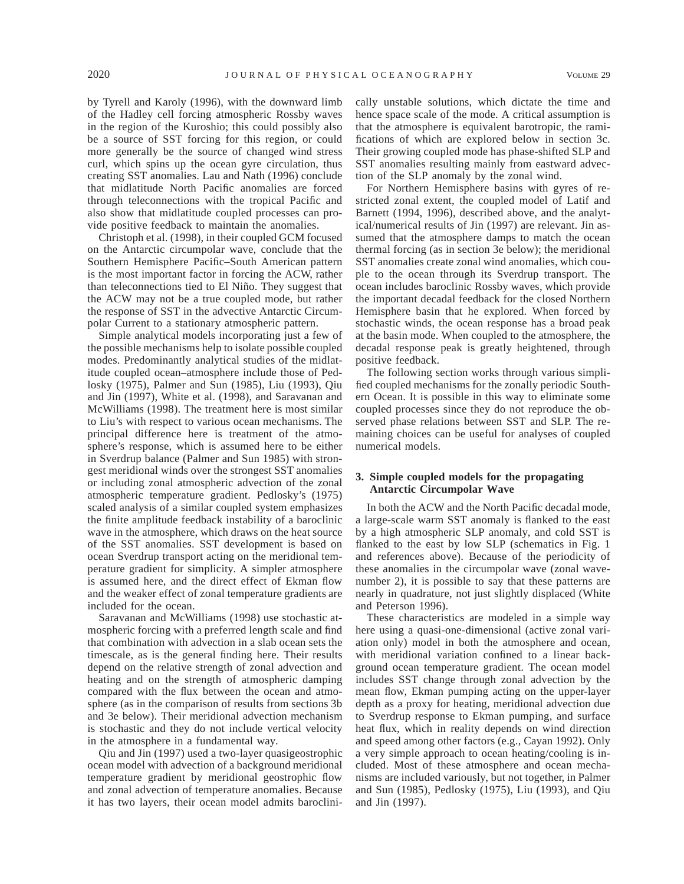by Tyrell and Karoly (1996), with the downward limb of the Hadley cell forcing atmospheric Rossby waves in the region of the Kuroshio; this could possibly also be a source of SST forcing for this region, or could more generally be the source of changed wind stress curl, which spins up the ocean gyre circulation, thus creating SST anomalies. Lau and Nath (1996) conclude that midlatitude North Pacific anomalies are forced through teleconnections with the tropical Pacific and also show that midlatitude coupled processes can provide positive feedback to maintain the anomalies.

Christoph et al. (1998), in their coupled GCM focused on the Antarctic circumpolar wave, conclude that the Southern Hemisphere Pacific–South American pattern is the most important factor in forcing the ACW, rather than teleconnections tied to El Niño. They suggest that the ACW may not be a true coupled mode, but rather the response of SST in the advective Antarctic Circumpolar Current to a stationary atmospheric pattern.

Simple analytical models incorporating just a few of the possible mechanisms help to isolate possible coupled modes. Predominantly analytical studies of the midlatitude coupled ocean–atmosphere include those of Pedlosky (1975), Palmer and Sun (1985), Liu (1993), Qiu and Jin (1997), White et al. (1998), and Saravanan and McWilliams (1998). The treatment here is most similar to Liu's with respect to various ocean mechanisms. The principal difference here is treatment of the atmosphere's response, which is assumed here to be either in Sverdrup balance (Palmer and Sun 1985) with strongest meridional winds over the strongest SST anomalies or including zonal atmospheric advection of the zonal atmospheric temperature gradient. Pedlosky's (1975) scaled analysis of a similar coupled system emphasizes the finite amplitude feedback instability of a baroclinic wave in the atmosphere, which draws on the heat source of the SST anomalies. SST development is based on ocean Sverdrup transport acting on the meridional temperature gradient for simplicity. A simpler atmosphere is assumed here, and the direct effect of Ekman flow and the weaker effect of zonal temperature gradients are included for the ocean.

Saravanan and McWilliams (1998) use stochastic atmospheric forcing with a preferred length scale and find that combination with advection in a slab ocean sets the timescale, as is the general finding here. Their results depend on the relative strength of zonal advection and heating and on the strength of atmospheric damping compared with the flux between the ocean and atmosphere (as in the comparison of results from sections 3b and 3e below). Their meridional advection mechanism is stochastic and they do not include vertical velocity in the atmosphere in a fundamental way.

Qiu and Jin (1997) used a two-layer quasigeostrophic ocean model with advection of a background meridional temperature gradient by meridional geostrophic flow and zonal advection of temperature anomalies. Because it has two layers, their ocean model admits baroclinically unstable solutions, which dictate the time and hence space scale of the mode. A critical assumption is that the atmosphere is equivalent barotropic, the ramifications of which are explored below in section 3c. Their growing coupled mode has phase-shifted SLP and SST anomalies resulting mainly from eastward advection of the SLP anomaly by the zonal wind.

For Northern Hemisphere basins with gyres of restricted zonal extent, the coupled model of Latif and Barnett (1994, 1996), described above, and the analytical/numerical results of Jin (1997) are relevant. Jin assumed that the atmosphere damps to match the ocean thermal forcing (as in section 3e below); the meridional SST anomalies create zonal wind anomalies, which couple to the ocean through its Sverdrup transport. The ocean includes baroclinic Rossby waves, which provide the important decadal feedback for the closed Northern Hemisphere basin that he explored. When forced by stochastic winds, the ocean response has a broad peak at the basin mode. When coupled to the atmosphere, the decadal response peak is greatly heightened, through positive feedback.

The following section works through various simplified coupled mechanisms for the zonally periodic Southern Ocean. It is possible in this way to eliminate some coupled processes since they do not reproduce the observed phase relations between SST and SLP. The remaining choices can be useful for analyses of coupled numerical models.

## 3. Simple coupled models for the propagating Antarctic Circumpolar Wave

In both the ACW and the North Pacific decadal mode, a large-scale warm SST anomaly is flanked to the east by a high atmospheric SLP anomaly, and cold SST is flanked to the east by low SLP (schematics in Fig. 1 and references above). Because of the periodicity of these anomalies in the circumpolar wave (zonal wavenumber 2), it is possible to say that these patterns are nearly in quadrature, not just slightly displaced (White and Peterson 1996).

These characteristics are modeled in a simple way here using a quasi-one-dimensional (active zonal variation only) model in both the atmosphere and ocean, with meridional variation confined to a linear background ocean temperature gradient. The ocean model includes SST change through zonal advection by the mean flow, Ekman pumping acting on the upper-layer depth as a proxy for heating, meridional advection due to Sverdrup response to Ekman pumping, and surface heat flux, which in reality depends on wind direction and speed among other factors (e.g., Cayan 1992). Only a very simple approach to ocean heating/cooling is included. Most of these atmosphere and ocean mechanisms are included variously, but not together, in Palmer and Sun (1985), Pedlosky (1975), Liu (1993), and Qiu and Jin (1997).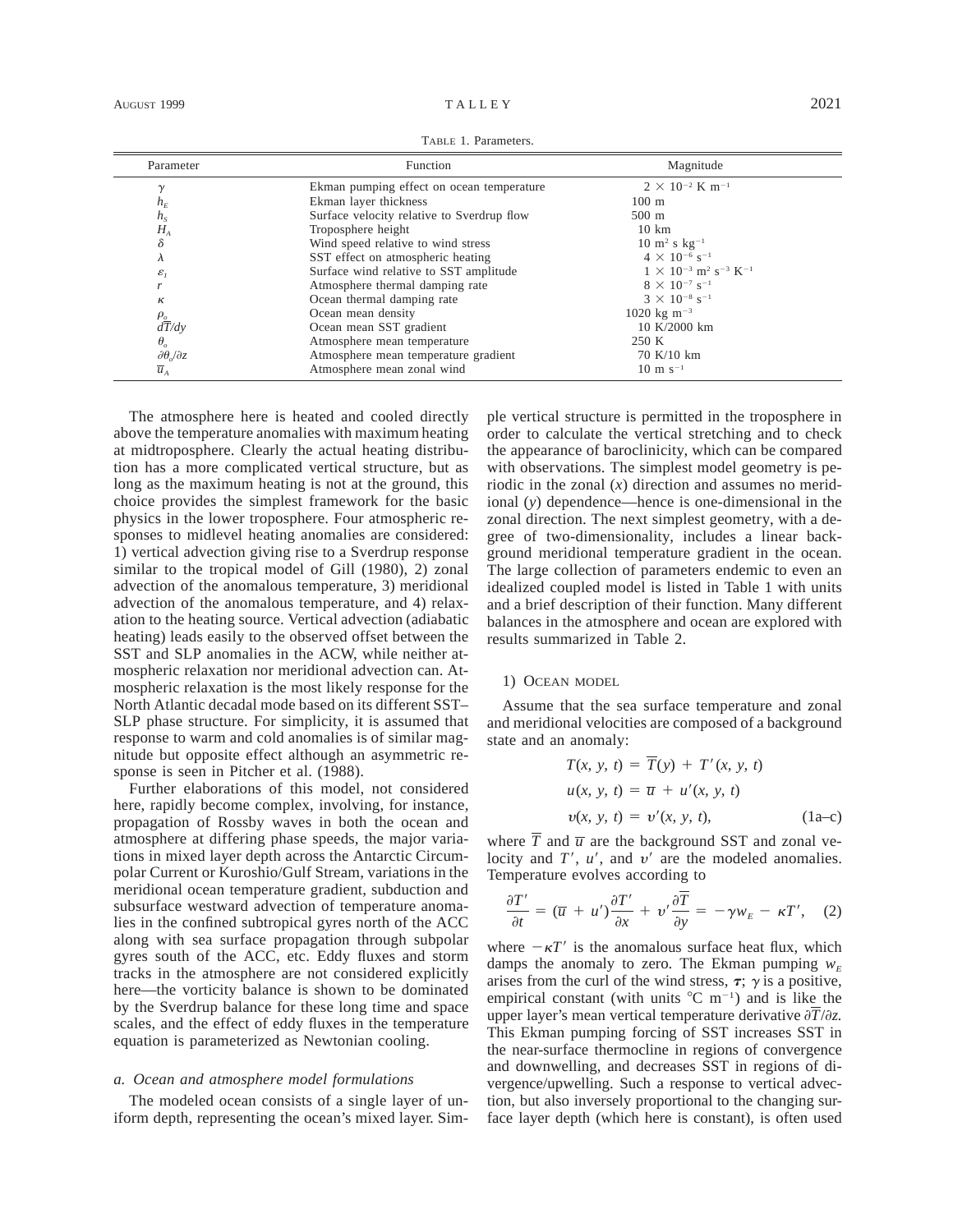TABLE 1. Parameters.

| Parameter | Function | Magnitude |
| --- | --- | --- |
| $\gamma$ | Ekman pumping effect on ocean temperature | $2 \times 10^{-2}$ K m$^{-1}$ |
| $h_E$ | Ekman layer thickness | 100 m |
| $h_S$ | Surface velocity relative to Sverdrup flow | 500 m |
| $H_A$ | Troposphere height | 10 km |
| $\delta$ | Wind speed relative to wind stress | 10 m$^2$ s kg$^{-1}$ |
| $\lambda$ | SST effect on atmospheric heating | $4 \times 10^{-6}$ s$^{-1}$ |
| $\varepsilon_1$ | Surface wind relative to SST amplitude | $1 \times 10^{-3}$ m$^2$ s$^{-3}$ K$^{-1}$ |
| $r$ | Atmosphere thermal damping rate | $8 \times 10^{-7}$ s$^{-1}$ |
| $\kappa$ | Ocean thermal damping rate | $3 \times 10^{-8}$ s$^{-1}$ |
| $\rho_o$ | Ocean mean density | 1020 kg m$^{-3}$ |
| $d\overline{T}/dy$ | Ocean mean SST gradient | 10 K/2000 km |
| $\theta_o$ | Atmosphere mean temperature | 250 K |
| $\partial\theta_o/\partial z$ | Atmosphere mean temperature gradient | 70 K/10 km |
| $\overline{u}_A$ | Atmosphere mean zonal wind | 10 m s$^{-1}$ |

The atmosphere here is heated and cooled directly above the temperature anomalies with maximum heating at midtroposphere. Clearly the actual heating distribution has a more complicated vertical structure, but as long as the maximum heating is not at the ground, this choice provides the simplest framework for the basic physics in the lower troposphere. Four atmospheric responses to midlevel heating anomalies are considered: 1) vertical advection giving rise to a Sverdrup response similar to the tropical model of Gill (1980), 2) zonal advection of the anomalous temperature, 3) meridional advection of the anomalous temperature, and 4) relaxation to the heating source. Vertical advection (adiabatic heating) leads easily to the observed offset between the SST and SLP anomalies in the ACW, while neither atmospheric relaxation nor meridional advection can. Atmospheric relaxation is the most likely response for the North Atlantic decadal mode based on its different SST–SLP phase structure. For simplicity, it is assumed that response to warm and cold anomalies is of similar magnitude but opposite effect although an asymmetric response is seen in Pitcher et al. (1988).

Further elaborations of this model, not considered here, rapidly become complex, involving, for instance, propagation of Rossby waves in both the ocean and atmosphere at differing phase speeds, the major variations in mixed layer depth across the Antarctic Circumpolar Current or Kuroshio/Gulf Stream, variations in the meridional ocean temperature gradient, subduction and subsurface westward advection of temperature anomalies in the confined subtropical gyres north of the ACC along with sea surface propagation through subpolar gyres south of the ACC, etc. Eddy fluxes and storm tracks in the atmosphere are not considered explicitly here—the vorticity balance is shown to be dominated by the Sverdrup balance for these long time and space scales, and the effect of eddy fluxes in the temperature equation is parameterized as Newtonian cooling.

### *a. Ocean and atmosphere model formulations*

The modeled ocean consists of a single layer of uniform depth, representing the ocean's mixed layer. Simple vertical structure is permitted in the troposphere in order to calculate the vertical stretching and to check the appearance of baroclinicity, which can be compared with observations. The simplest model geometry is periodic in the zonal ($x$) direction and assumes no meridional ($y$) dependence—hence is one-dimensional in the zonal direction. The next simplest geometry, with a degree of two-dimensionality, includes a linear background meridional temperature gradient in the ocean. The large collection of parameters endemic to even an idealized coupled model is listed in Table 1 with units and a brief description of their function. Many different balances in the atmosphere and ocean are explored with results summarized in Table 2.

#### 1) OCEAN MODEL

Assume that the sea surface temperature and zonal and meridional velocities are composed of a background state and an anomaly:

$$
\begin{aligned}
T(x, y, t) &= \overline{T}(y) + T'(x, y, t) \\
u(x, y, t) &= \overline{u} + u'(x, y, t) \\
v(x, y, t) &= v'(x, y, t),
\end{aligned} \qquad \text{(1a–c)}
$$

where $\overline{T}$ and $\overline{u}$ are the background SST and zonal velocity and $T'$, $u'$, and $v'$ are the modeled anomalies. Temperature evolves according to

$$
\frac{\partial T'}{\partial t} = (\overline{u} + u')\frac{\partial T'}{\partial x} + v'\frac{\partial \overline{T}}{\partial y} = -\gamma w_E - \kappa T', \qquad (2)
$$

where $-\kappa T'$ is the anomalous surface heat flux, which damps the anomaly to zero. The Ekman pumping $w_E$ arises from the curl of the wind stress, $\boldsymbol{\tau}$; $\gamma$ is a positive, empirical constant (with units °C m$^{-1}$) and is like the upper layer's mean vertical temperature derivative $\partial\overline{T}/\partial z$. This Ekman pumping forcing of SST increases SST in the near-surface thermocline in regions of convergence and downwelling, and decreases SST in regions of divergence/upwelling. Such a response to vertical advection, but also inversely proportional to the changing surface layer depth (which here is constant), is often used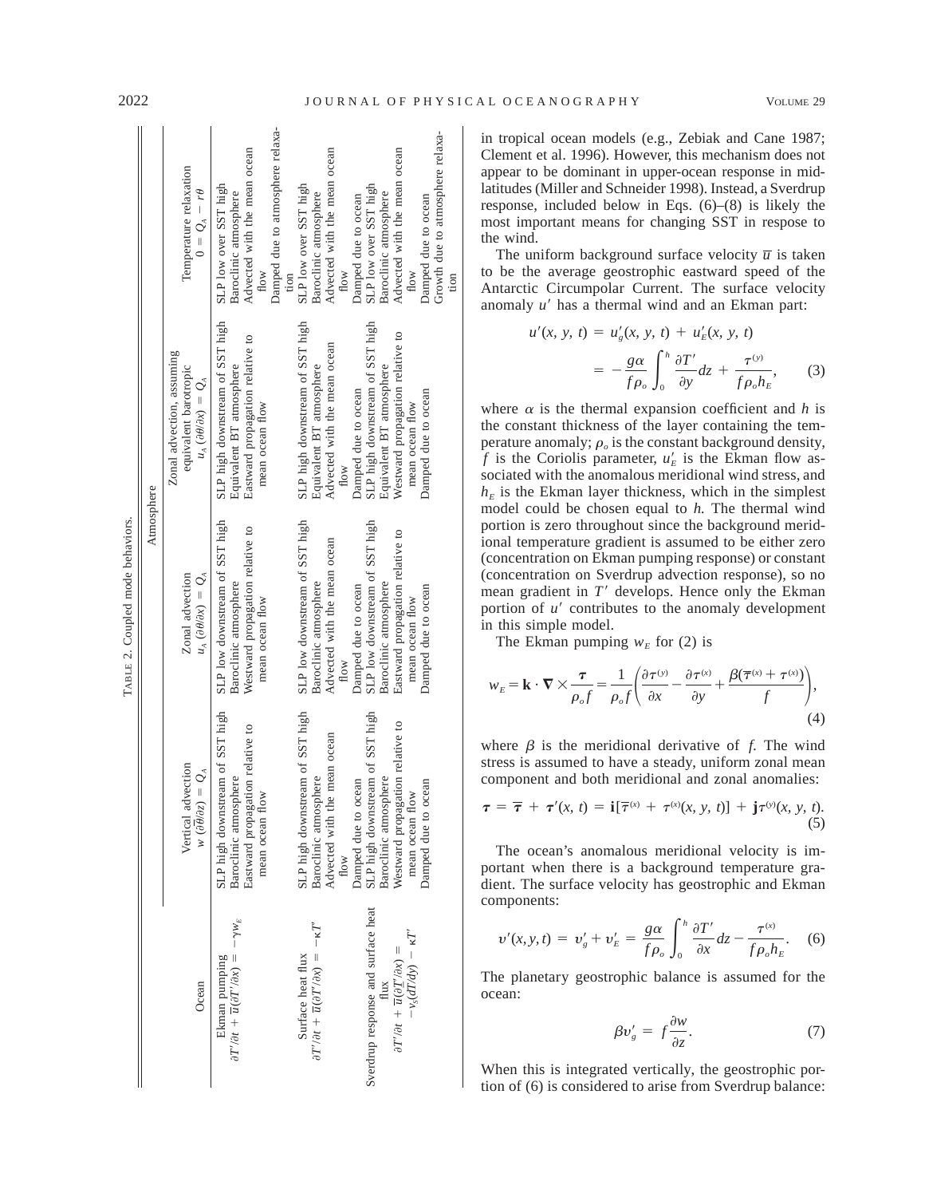TABLE 2. Coupled mode behaviors.

| Ocean | Atmosphere: Vertical advection $w\,(\partial\overline{\theta}/\partial z) = Q_A$ | Atmosphere: Zonal advection $u_A\,(\partial\theta/\partial x) = Q_A$ | Atmosphere: Zonal advection, assuming equivalent barotropic $u_A\,(\partial\theta/\partial x) = Q_A$ | Atmosphere: Temperature relaxation $0 = Q_A - r\theta$ |
|---|---|---|---|---|
| Ekman pumping $\partial T'/\partial t + \overline{u}(\partial T'/\partial x) = -\gamma w_E$ | SLP high downstream of SST high; Baroclinic atmosphere; Eastward propagation relative to mean ocean flow | SLP low downstream of SST high; Baroclinic atmosphere; Westward propagation relative to mean ocean flow | SLP high downstream of SST high; Equivalent BT atmosphere; Eastward propagation relative to mean ocean flow | SLP low over SST high; Baroclinic atmosphere; Advected with the mean ocean flow; Damped due to atmosphere relaxation |
| Surface heat flux $\partial T'/\partial t + \overline{u}(\partial T'/\partial x) = -\kappa T'$ | SLP high downstream of SST high; Baroclinic atmosphere; Advected with the mean ocean flow; Damped due to ocean | SLP low downstream of SST high; Baroclinic atmosphere; Advected with the mean ocean flow; Damped due to ocean | SLP high downstream of SST high; Equivalent BT atmosphere; Advected with the mean ocean flow; Damped due to ocean | SLP low over SST high; Baroclinic atmosphere; Advected with the mean ocean flow; Damped due to ocean |
| Sverdrup response and surface heat flux $\partial T'/\partial t + \overline{u}(\partial T'/\partial x) = -v_S(d\overline{T}/dy) - \kappa T'$ | SLP high downstream of SST high; Baroclinic atmosphere; Westward propagation relative to mean ocean flow; Damped due to ocean | SLP low downstream of SST high; Baroclinic atmosphere; Eastward propagation relative to mean ocean flow; Damped due to ocean | SLP high downstream of SST high; Equivalent BT atmosphere; Westward propagation relative to mean ocean flow; Damped due to ocean | SLP low over SST high; Baroclinic atmosphere; Advected with the mean ocean flow; Growth due to atmosphere relaxation |

in tropical ocean models (e.g., Zebiak and Cane 1987; Clement et al. 1996). However, this mechanism does not appear to be dominant in upper-ocean response in midlatitudes (Miller and Schneider 1998). Instead, a Sverdrup response, included below in Eqs. (6)–(8) is likely the most important means for changing SST in respose to the wind.

The uniform background surface velocity $\overline{u}$ is taken to be the average geostrophic eastward speed of the Antarctic Circumpolar Current. The surface velocity anomaly $u'$ has a thermal wind and an Ekman part:

$$u'(x, y, t) = u'_g(x, y, t) + u'_E(x, y, t) = -\frac{g\alpha}{f\rho_o}\int_0^h \frac{\partial T'}{\partial y}dz + \frac{\tau^{(y)}}{f\rho_o h_E}, \qquad (3)$$

where $\alpha$ is the thermal expansion coefficient and $h$ is the constant thickness of the layer containing the temperature anomaly; $\rho_o$ is the constant background density, $f$ is the Coriolis parameter, $u'_E$ is the Ekman flow associated with the anomalous meridional wind stress, and $h_E$ is the Ekman layer thickness, which in the simplest model could be chosen equal to $h$. The thermal wind portion is zero throughout since the background meridional temperature gradient is assumed to be either zero (concentration on Ekman pumping response) or constant (concentration on Sverdrup advection response), so no mean gradient in $T'$ develops. Hence only the Ekman portion of $u'$ contributes to the anomaly development in this simple model.

The Ekman pumping $w_E$ for (2) is

$$w_E = \mathbf{k}\cdot\nabla\times\frac{\boldsymbol{\tau}}{\rho_o f} = \frac{1}{\rho_o f}\left(\frac{\partial\tau^{(y)}}{\partial x} - \frac{\partial\tau^{(x)}}{\partial y} + \frac{\beta(\overline{\tau}^{(x)} + \tau^{(x)})}{f}\right), \qquad (4)$$

where $\beta$ is the meridional derivative of $f$. The wind stress is assumed to have a steady, uniform zonal mean component and both meridional and zonal anomalies:

$$\boldsymbol{\tau} = \overline{\boldsymbol{\tau}} + \boldsymbol{\tau}'(x, t) = \mathbf{i}[\overline{\tau}^{(x)} + \tau^{(x)}(x, y, t)] + \mathbf{j}\tau^{(y)}(x, y, t). \qquad (5)$$

The ocean's anomalous meridional velocity is important when there is a background temperature gradient. The surface velocity has geostrophic and Ekman components:

$$v'(x, y, t) = v'_g + v'_E = \frac{g\alpha}{f\rho_o}\int_0^h \frac{\partial T'}{\partial x}dz - \frac{\tau^{(x)}}{f\rho_o h_E}. \qquad (6)$$

The planetary geostrophic balance is assumed for the ocean:

$$\beta v'_g = f\frac{\partial w}{\partial z}. \qquad (7)$$

When this is integrated vertically, the geostrophic portion of (6) is considered to arise from Sverdrup balance: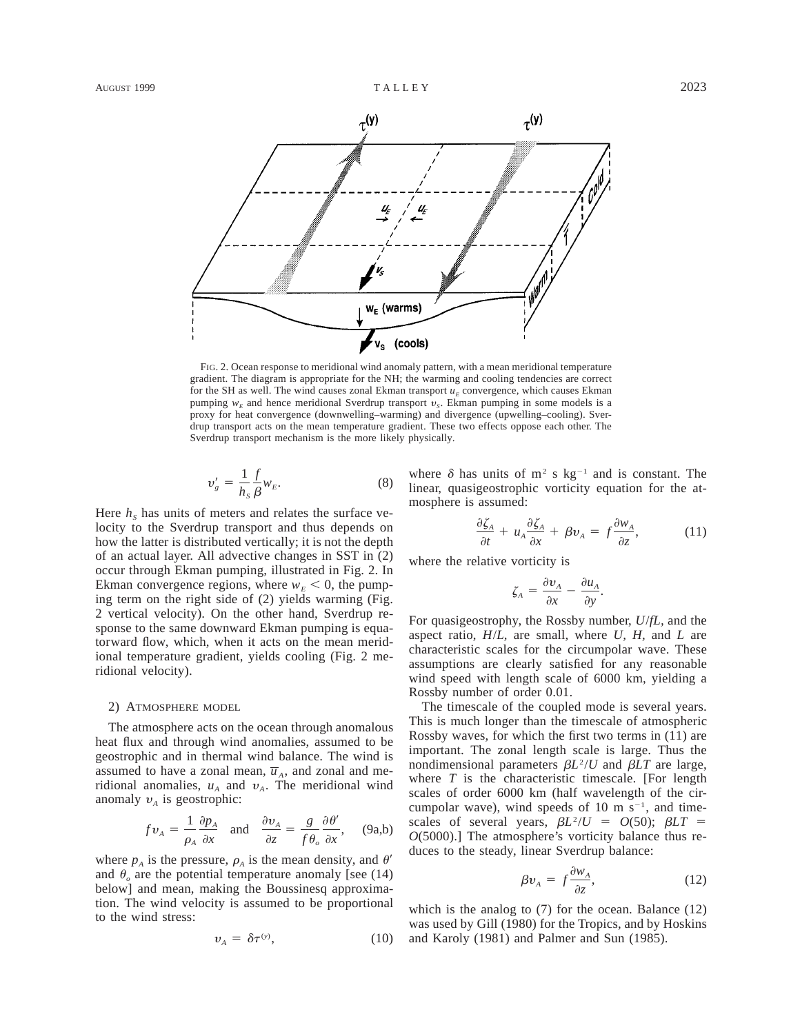FIG. 2. Ocean response to meridional wind anomaly pattern, with a mean meridional temperature gradient. The diagram is appropriate for the NH; the warming and cooling tendencies are correct for the SH as well. The wind causes zonal Ekman transport $u_E$ convergence, which causes Ekman pumping $w_E$ and hence meridional Sverdrup transport $v_S$. Ekman pumping in some models is a proxy for heat convergence (downwelling–warming) and divergence (upwelling–cooling). Sverdrup transport acts on the mean temperature gradient. These two effects oppose each other. The Sverdrup transport mechanism is the more likely physically.

$$v_g' = \frac{1}{h_S}\frac{f}{\beta}w_E. \tag{8}$$

Here $h_S$ has units of meters and relates the surface velocity to the Sverdrup transport and thus depends on how the latter is distributed vertically; it is not the depth of an actual layer. All advective changes in SST in (2) occur through Ekman pumping, illustrated in Fig. 2. In Ekman convergence regions, where $w_E < 0$, the pumping term on the right side of (2) yields warming (Fig. 2 vertical velocity). On the other hand, Sverdrup response to the same downward Ekman pumping is equatorward flow, which, when it acts on the mean meridional temperature gradient, yields cooling (Fig. 2 meridional velocity).

### 2) Atmosphere model

The atmosphere acts on the ocean through anomalous heat flux and through wind anomalies, assumed to be geostrophic and in thermal wind balance. The wind is assumed to have a zonal mean, $\overline{u}_A$, and zonal and meridional anomalies, $u_A$ and $v_A$. The meridional wind anomaly $v_A$ is geostrophic:

$$fv_A = \frac{1}{\rho_A}\frac{\partial p_A}{\partial x} \quad \text{and} \quad \frac{\partial v_A}{\partial z} = \frac{g}{f\theta_o}\frac{\partial \theta'}{\partial x}, \tag{9a,b}$$

where $p_A$ is the pressure, $\rho_A$ is the mean density, and $\theta'$ and $\theta_o$ are the potential temperature anomaly [see (14) below] and mean, making the Boussinesq approximation. The wind velocity is assumed to be proportional to the wind stress:

$$v_A = \delta\tau^{(y)}, \tag{10}$$

where $\delta$ has units of m$^2$ s kg$^{-1}$ and is constant. The linear, quasigeostrophic vorticity equation for the atmosphere is assumed:

$$\frac{\partial \zeta_A}{\partial t} + u_A\frac{\partial \zeta_A}{\partial x} + \beta v_A = f\frac{\partial w_A}{\partial z}, \tag{11}$$

where the relative vorticity is

$$\zeta_A = \frac{\partial v_A}{\partial x} - \frac{\partial u_A}{\partial y}.$$

For quasigeostrophy, the Rossby number, $U/fL$, and the aspect ratio, $H/L$, are small, where $U$, $H$, and $L$ are characteristic scales for the circumpolar wave. These assumptions are clearly satisfied for any reasonable wind speed with length scale of 6000 km, yielding a Rossby number of order 0.01.

The timescale of the coupled mode is several years. This is much longer than the timescale of atmospheric Rossby waves, for which the first two terms in (11) are important. The zonal length scale is large. Thus the nondimensional parameters $\beta L^2/U$ and $\beta LT$ are large, where $T$ is the characteristic timescale. [For length scales of order 6000 km (half wavelength of the circumpolar wave), wind speeds of 10 m s$^{-1}$, and timescales of several years, $\beta L^2/U = O(50)$; $\beta LT = O(5000)$.] The atmosphere's vorticity balance thus reduces to the steady, linear Sverdrup balance:

$$\beta v_A = f\frac{\partial w_A}{\partial z}, \tag{12}$$

which is the analog to (7) for the ocean. Balance (12) was used by Gill (1980) for the Tropics, and by Hoskins and Karoly (1981) and Palmer and Sun (1985).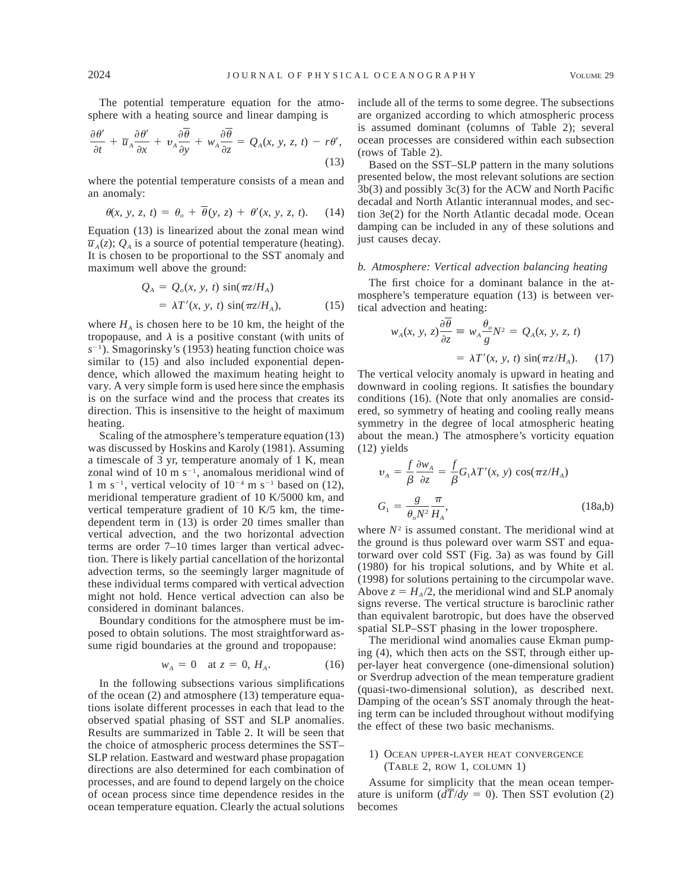The potential temperature equation for the atmosphere with a heating source and linear damping is

$$\frac{\partial \theta'}{\partial t} + \overline{u}_A \frac{\partial \theta'}{\partial x} + v_A \frac{\partial \overline{\theta}}{\partial y} + w_A \frac{\partial \overline{\theta}}{\partial z} = Q_A(x, y, z, t) - r\theta', \tag{13}$$

where the potential temperature consists of a mean and an anomaly:

$$\theta(x, y, z, t) = \theta_o + \overline{\theta}(y, z) + \theta'(x, y, z, t). \tag{14}$$

Equation (13) is linearized about the zonal mean wind $\overline{u}_A(z)$; $Q_A$ is a source of potential temperature (heating). It is chosen to be proportional to the SST anomaly and maximum well above the ground:

$$\begin{aligned} Q_A &= Q_o(x, y, t) \sin(\pi z/H_A) \\ &= \lambda T'(x, y, t) \sin(\pi z/H_A), \end{aligned} \tag{15}$$

where $H_A$ is chosen here to be 10 km, the height of the tropopause, and $\lambda$ is a positive constant (with units of $s^{-1}$). Smagorinsky's (1953) heating function choice was similar to (15) and also included exponential dependence, which allowed the maximum heating height to vary. A very simple form is used here since the emphasis is on the surface wind and the process that creates its direction. This is insensitive to the height of maximum heating.

Scaling of the atmosphere's temperature equation (13) was discussed by Hoskins and Karoly (1981). Assuming a timescale of 3 yr, temperature anomaly of 1 K, mean zonal wind of 10 m s$^{-1}$, anomalous meridional wind of 1 m s$^{-1}$, vertical velocity of $10^{-4}$ m s$^{-1}$ based on (12), meridional temperature gradient of 10 K/5000 km, and vertical temperature gradient of 10 K/5 km, the time-dependent term in (13) is order 20 times smaller than vertical advection, and the two horizontal advection terms are order 7–10 times larger than vertical advection. There is likely partial cancellation of the horizontal advection terms, so the seemingly larger magnitude of these individual terms compared with vertical advection might not hold. Hence vertical advection can also be considered in dominant balances.

Boundary conditions for the atmosphere must be imposed to obtain solutions. The most straightforward assume rigid boundaries at the ground and tropopause:

$$w_A = 0 \quad \text{at } z = 0, H_A. \tag{16}$$

In the following subsections various simplifications of the ocean (2) and atmosphere (13) temperature equations isolate different processes in each that lead to the observed spatial phasing of SST and SLP anomalies. Results are summarized in Table 2. It will be seen that the choice of atmospheric process determines the SST–SLP relation. Eastward and westward phase propagation directions are also determined for each combination of processes, and are found to depend largely on the choice of ocean process since time dependence resides in the ocean temperature equation. Clearly the actual solutions include all of the terms to some degree. The subsections are organized according to which atmospheric process is assumed dominant (columns of Table 2); several ocean processes are considered within each subsection (rows of Table 2).

Based on the SST–SLP pattern in the many solutions presented below, the most relevant solutions are section 3b(3) and possibly 3c(3) for the ACW and North Pacific decadal and North Atlantic interannual modes, and section 3e(2) for the North Atlantic decadal mode. Ocean damping can be included in any of these solutions and just causes decay.

### *b. Atmosphere: Vertical advection balancing heating*

The first choice for a dominant balance in the atmosphere's temperature equation (13) is between vertical advection and heating:

$$\begin{aligned} w_A(x, y, z)\frac{\partial \overline{\theta}}{\partial z} &\equiv w_A \frac{\theta_o}{g} N^2 = Q_A(x, y, z, t) \\ &= \lambda T'(x, y, t) \sin(\pi z/H_A). \end{aligned} \tag{17}$$

The vertical velocity anomaly is upward in heating and downward in cooling regions. It satisfies the boundary conditions (16). (Note that only anomalies are considered, so symmetry of heating and cooling really means symmetry in the degree of local atmospheric heating about the mean.) The atmosphere's vorticity equation (12) yields

$$\begin{aligned} v_A &= \frac{f}{\beta}\frac{\partial w_A}{\partial z} = \frac{f}{\beta} G_1 \lambda T'(x, y) \cos(\pi z/H_A) \\ G_1 &= \frac{g}{\theta_o N^2}\frac{\pi}{H_A}, \end{aligned} \tag{18a,b}$$

where $N^2$ is assumed constant. The meridional wind at the ground is thus poleward over warm SST and equatorward over cold SST (Fig. 3a) as was found by Gill (1980) for his tropical solutions, and by White et al. (1998) for solutions pertaining to the circumpolar wave. Above $z = H_A/2$, the meridional wind and SLP anomaly signs reverse. The vertical structure is baroclinic rather than equivalent barotropic, but does have the observed spatial SLP–SST phasing in the lower troposphere.

The meridional wind anomalies cause Ekman pumping (4), which then acts on the SST, through either upper-layer heat convergence (one-dimensional solution) or Sverdrup advection of the mean temperature gradient (quasi-two-dimensional solution), as described next. Damping of the ocean's SST anomaly through the heating term can be included throughout without modifying the effect of these two basic mechanisms.

#### 1) Ocean upper-layer heat convergence (Table 2, row 1, column 1)

Assume for simplicity that the mean ocean temperature is uniform ($d\overline{T}/dy = 0$). Then SST evolution (2) becomes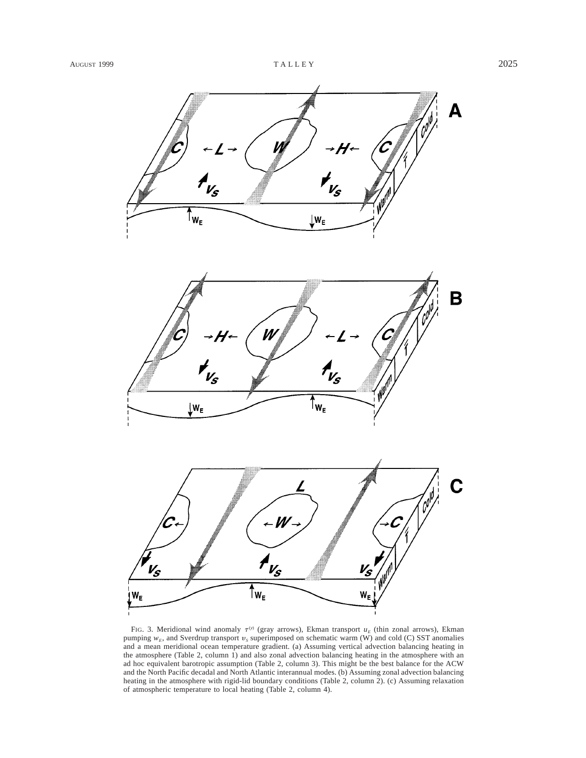FIG. 3. Meridional wind anomaly $\tau^{(y)}$ (gray arrows), Ekman transport $u_E$ (thin zonal arrows), Ekman pumping $w_E$, and Sverdrup transport $v_S$ superimposed on schematic warm (W) and cold (C) SST anomalies and a mean meridional ocean temperature gradient. (a) Assuming vertical advection balancing heating in the atmosphere (Table 2, column 1) and also zonal advection balancing heating in the atmosphere with an ad hoc equivalent barotropic assumption (Table 2, column 3). This might be the best balance for the ACW and the North Pacific decadal and North Atlantic interannual modes. (b) Assuming zonal advection balancing heating in the atmosphere with rigid-lid boundary conditions (Table 2, column 2). (c) Assuming relaxation of atmospheric temperature to local heating (Table 2, column 4).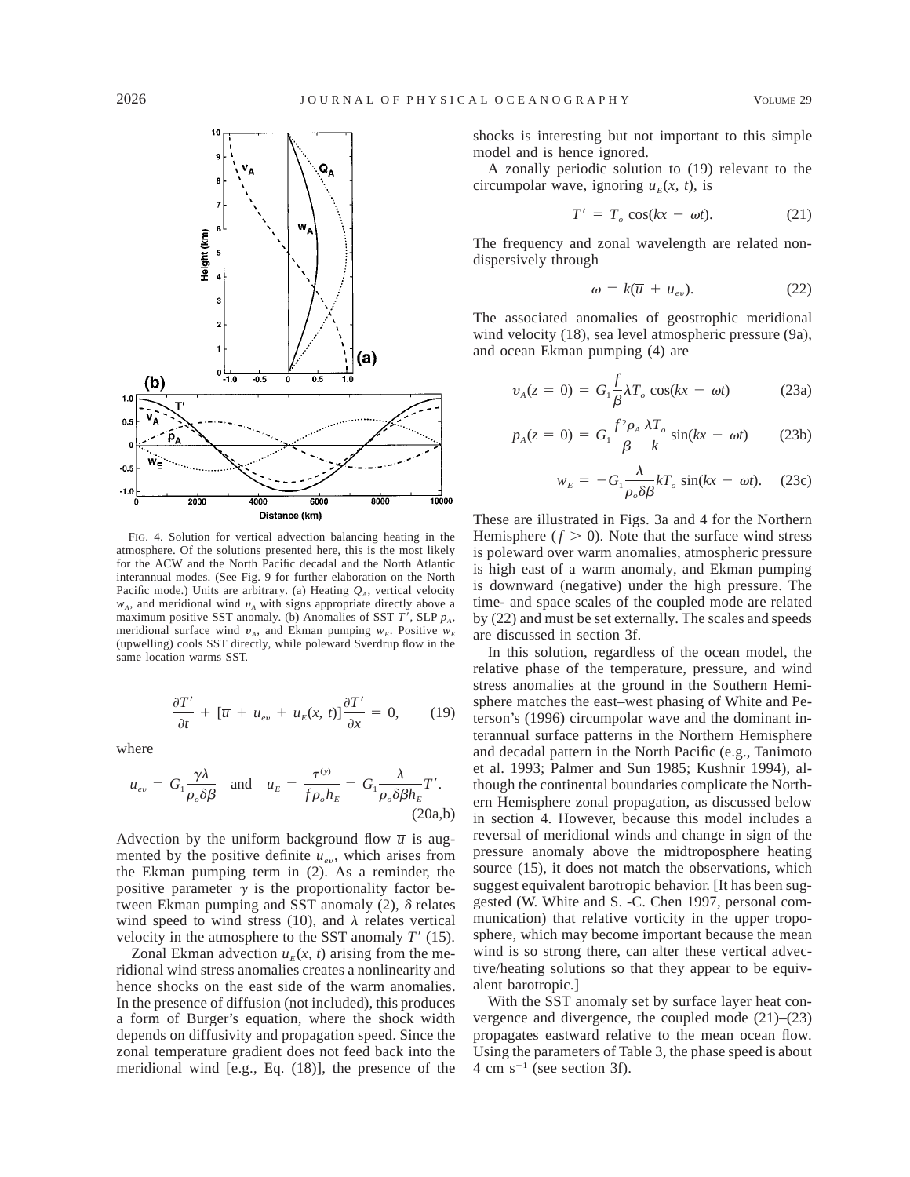FIG. 4. Solution for vertical advection balancing heating in the atmosphere. Of the solutions presented here, this is the most likely for the ACW and the North Pacific decadal and the North Atlantic interannual modes. (See Fig. 9 for further elaboration on the North Pacific mode.) Units are arbitrary. (a) Heating $Q_A$, vertical velocity $w_A$, and meridional wind $v_A$ with signs appropriate directly above a maximum positive SST anomaly. (b) Anomalies of SST $T'$, SLP $p_A$, meridional surface wind $v_A$, and Ekman pumping $w_E$. Positive $w_E$ (upwelling) cools SST directly, while poleward Sverdrup flow in the same location warms SST.

$$\frac{\partial T'}{\partial t} + [\overline{u} + u_{ev} + u_E(x, t)]\frac{\partial T'}{\partial x} = 0, \tag{19}$$

where

$$u_{ev} = G_1 \frac{\gamma \lambda}{\rho_o \delta \beta} \quad \text{and} \quad u_E = \frac{\tau^{(y)}}{f \rho_o h_E} = G_1 \frac{\lambda}{\rho_o \delta \beta h_E} T'. \tag{20a,b}$$

Advection by the uniform background flow $\overline{u}$ is augmented by the positive definite $u_{ev}$, which arises from the Ekman pumping term in (2). As a reminder, the positive parameter $\gamma$ is the proportionality factor between Ekman pumping and SST anomaly (2), $\delta$ relates wind speed to wind stress (10), and $\lambda$ relates vertical velocity in the atmosphere to the SST anomaly $T'$ (15).

Zonal Ekman advection $u_E(x, t)$ arising from the meridional wind stress anomalies creates a nonlinearity and hence shocks on the east side of the warm anomalies. In the presence of diffusion (not included), this produces a form of Burger's equation, where the shock width depends on diffusivity and propagation speed. Since the zonal temperature gradient does not feed back into the meridional wind [e.g., Eq. (18)], the presence of the shocks is interesting but not important to this simple model and is hence ignored.

A zonally periodic solution to (19) relevant to the circumpolar wave, ignoring $u_E(x, t)$, is

$$T' = T_o \cos(kx - \omega t). \tag{21}$$

The frequency and zonal wavelength are related nondispersively through

$$\omega = k(\overline{u} + u_{ev}). \tag{22}$$

The associated anomalies of geostrophic meridional wind velocity (18), sea level atmospheric pressure (9a), and ocean Ekman pumping (4) are

$$v_A(z = 0) = G_1 \frac{f}{\beta} \lambda T_o \cos(kx - \omega t) \tag{23a}$$

$$p_A(z = 0) = G_1 \frac{f^2 \rho_A}{\beta} \frac{\lambda T_o}{k} \sin(kx - \omega t) \tag{23b}$$

$$w_E = -G_1 \frac{\lambda}{\rho_o \delta \beta} k T_o \sin(kx - \omega t). \tag{23c}$$

These are illustrated in Figs. 3a and 4 for the Northern Hemisphere ($f > 0$). Note that the surface wind stress is poleward over warm anomalies, atmospheric pressure is high east of a warm anomaly, and Ekman pumping is downward (negative) under the high pressure. The time- and space scales of the coupled mode are related by (22) and must be set externally. The scales and speeds are discussed in section 3f.

In this solution, regardless of the ocean model, the relative phase of the temperature, pressure, and wind stress anomalies at the ground in the Southern Hemisphere matches the east–west phasing of White and Peterson's (1996) circumpolar wave and the dominant interannual surface patterns in the Northern Hemisphere and decadal pattern in the North Pacific (e.g., Tanimoto et al. 1993; Palmer and Sun 1985; Kushnir 1994), although the continental boundaries complicate the Northern Hemisphere zonal propagation, as discussed below in section 4. However, because this model includes a reversal of meridional winds and change in sign of the pressure anomaly above the midtroposphere heating source (15), it does not match the observations, which suggest equivalent barotropic behavior. [It has been suggested (W. White and S. -C. Chen 1997, personal communication) that relative vorticity in the upper troposphere, which may become important because the mean wind is so strong there, can alter these vertical advective/heating solutions so that they appear to be equivalent barotropic.]

With the SST anomaly set by surface layer heat convergence and divergence, the coupled mode (21)–(23) propagates eastward relative to the mean ocean flow. Using the parameters of Table 3, the phase speed is about 4 cm s$^{-1}$ (see section 3f).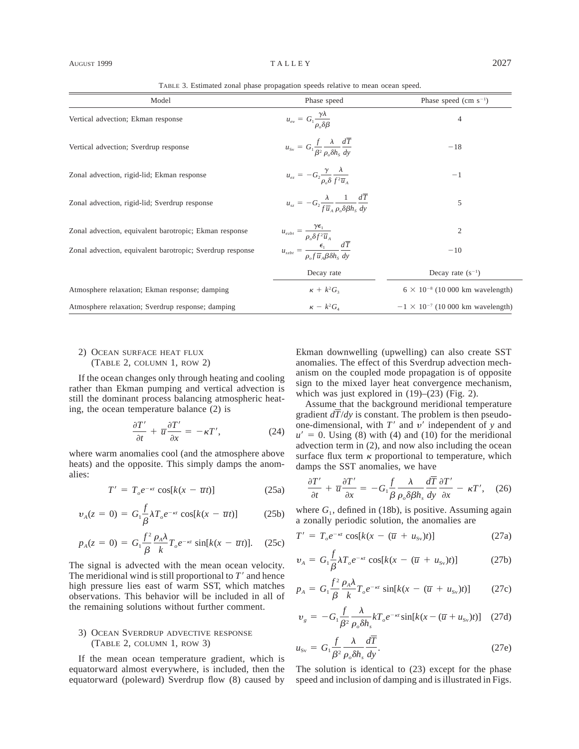TABLE 3. Estimated zonal phase propagation speeds relative to mean ocean speed.

| Model | Phase speed | Phase speed (cm s$^{-1}$) |
|---|---|---|
| Vertical advection; Ekman response | $u_{ev} = G_1 \dfrac{\gamma\lambda}{\rho_o \delta\beta}$ | 4 |
| Vertical advection; Sverdrup response | $u_{Sv} = G_1 \dfrac{f}{\beta^2} \dfrac{\lambda}{\rho_o \delta h_S} \dfrac{d\overline{T}}{dy}$ | −18 |
| Zonal advection, rigid-lid; Ekman response | $u_{ez} = -G_2 \dfrac{\gamma}{\rho_o \delta} \dfrac{\lambda}{f^2 \overline{u}_A}$ | −1 |
| Zonal advection, rigid-lid; Sverdrup response | $u_{sz} = -G_2 \dfrac{\lambda}{f \overline{u}_A} \dfrac{1}{\rho_o \delta\beta h_S} \dfrac{d\overline{T}}{dy}$ | 5 |
| Zonal advection, equivalent barotropic; Ekman response | $u_{ezbt} = \dfrac{\gamma\epsilon_1}{\rho_o \delta f^2 \overline{u}_A}$ | 2 |
| Zonal advection, equivalent barotropic; Sverdrup response | $u_{szbt} = \dfrac{\epsilon_1}{\rho_o f \overline{u}_A \beta\delta h_S} \dfrac{d\overline{T}}{dy}$ | −10 |
| | Decay rate | Decay rate (s$^{-1}$) |
| Atmosphere relaxation; Ekman response; damping | $\kappa + k^2 G_3$ | $6 \times 10^{-8}$ (10 000 km wavelength) |
| Atmosphere relaxation; Sverdrup response; damping | $\kappa - k^2 G_4$ | $-1 \times 10^{-7}$ (10 000 km wavelength) |

#### 2) Ocean surface heat flux (Table 2, column 1, row 2)

If the ocean changes only through heating and cooling rather than Ekman pumping and vertical advection is still the dominant process balancing atmospheric heating, the ocean temperature balance (2) is

$$\frac{\partial T'}{\partial t} + \overline{u}\frac{\partial T'}{\partial x} = -\kappa T', \tag{24}$$

where warm anomalies cool (and the atmosphere above heats) and the opposite. This simply damps the anomalies:

$$T' = T_o e^{-\kappa t} \cos[k(x - \overline{u}t)] \tag{25a}$$

$$v_A(z = 0) = G_1 \frac{f}{\beta} \lambda T_o e^{-\kappa t} \cos[k(x - \overline{u}t)] \tag{25b}$$

$$p_A(z = 0) = G_1 \frac{f^2}{\beta} \frac{\rho_A \lambda}{k} T_o e^{-\kappa t} \sin[k(x - \overline{u}t)]. \tag{25c}$$

The signal is advected with the mean ocean velocity. The meridional wind is still proportional to $T'$ and hence high pressure lies east of warm SST, which matches observations. This behavior will be included in all of the remaining solutions without further comment.

#### 3) Ocean Sverdrup advective response (Table 2, column 1, row 3)

If the mean ocean temperature gradient, which is equatorward almost everywhere, is included, then the equatorward (poleward) Sverdrup flow (8) caused by Ekman downwelling (upwelling) can also create SST anomalies. The effect of this Sverdrup advection mechanism on the coupled mode propagation is of opposite sign to the mixed layer heat convergence mechanism, which was just explored in (19)–(23) (Fig. 2).

Assume that the background meridional temperature gradient $d\overline{T}/dy$ is constant. The problem is then pseudo-one-dimensional, with $T'$ and $v'$ independent of $y$ and $u' = 0$. Using (8) with (4) and (10) for the meridional advection term in (2), and now also including the ocean surface flux term $\kappa$ proportional to temperature, which damps the SST anomalies, we have

$$\frac{\partial T'}{\partial t} + \overline{u}\frac{\partial T'}{\partial x} = -G_1 \frac{f}{\beta} \frac{\lambda}{\rho_o \delta\beta h_s} \frac{d\overline{T}}{dy} \frac{\partial T'}{\partial x} - \kappa T', \tag{26}$$

where $G_1$, defined in (18b), is positive. Assuming again a zonally periodic solution, the anomalies are

$$T' = T_o e^{-\kappa t} \cos[k(x - (\overline{u} + u_{Sv})t)] \tag{27a}$$

$$v_A = G_1 \frac{f}{\beta} \lambda T_o e^{-\kappa t} \cos[k(x - (\overline{u} + u_{Sv})t)] \tag{27b}$$

$$p_A = G_1 \frac{f^2}{\beta} \frac{\rho_A \lambda}{k} T_o e^{-\kappa t} \sin[k(x - (\overline{u} + u_{Sv})t)] \tag{27c}$$

$$v_g = -G_1 \frac{f}{\beta^2} \frac{\lambda}{\rho_o \delta h_s} k T_o e^{-\kappa t} \sin[k(x - (\overline{u} + u_{Sv})t)] \tag{27d}$$

$$u_{Sv} = G_1 \frac{f}{\beta^2} \frac{\lambda}{\rho_o \delta h_s} \frac{d\overline{T}}{dy}. \tag{27e}$$

The solution is identical to (23) except for the phase speed and inclusion of damping and is illustrated in Figs.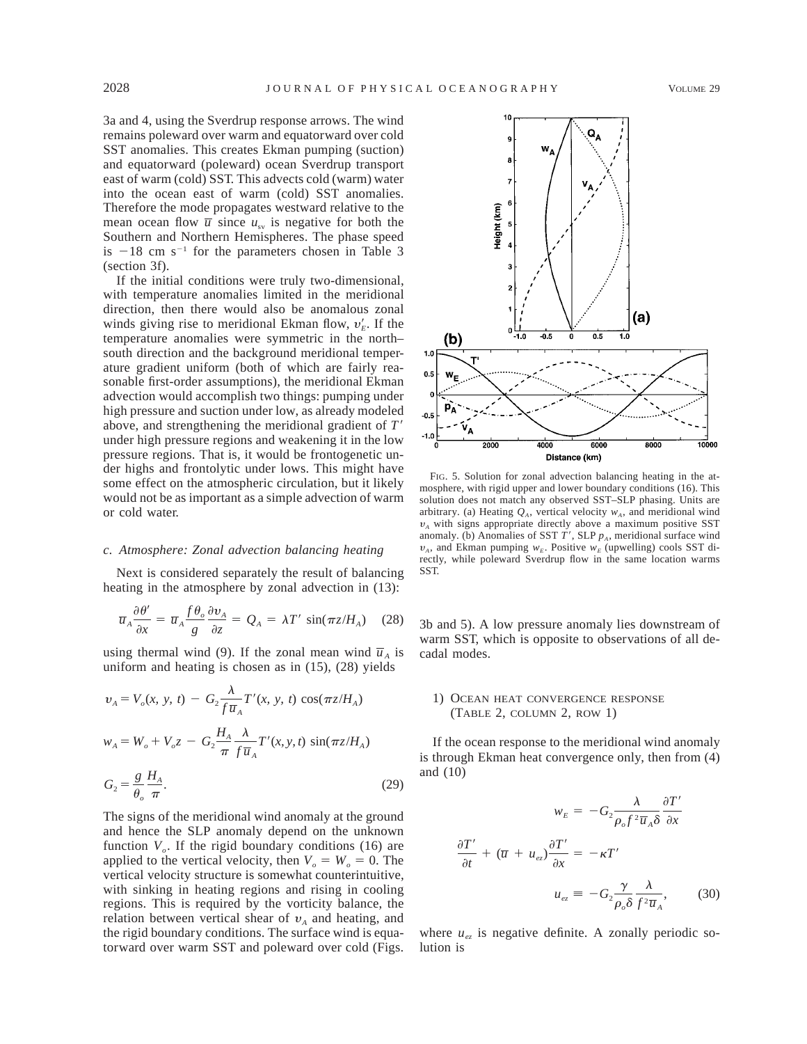3a and 4, using the Sverdrup response arrows. The wind remains poleward over warm and equatorward over cold SST anomalies. This creates Ekman pumping (suction) and equatorward (poleward) ocean Sverdrup transport east of warm (cold) SST. This advects cold (warm) water into the ocean east of warm (cold) SST anomalies. Therefore the mode propagates westward relative to the mean ocean flow $\overline{u}$ since $u_{sv}$ is negative for both the Southern and Northern Hemispheres. The phase speed is $-18$ cm s$^{-1}$ for the parameters chosen in Table 3 (section 3f).

If the initial conditions were truly two-dimensional, with temperature anomalies limited in the meridional direction, then there would also be anomalous zonal winds giving rise to meridional Ekman flow, $v'_E$. If the temperature anomalies were symmetric in the north–south direction and the background meridional temperature gradient uniform (both of which are fairly reasonable first-order assumptions), the meridional Ekman advection would accomplish two things: pumping under high pressure and suction under low, as already modeled above, and strengthening the meridional gradient of $T'$ under high pressure regions and weakening it in the low pressure regions. That is, it would be frontogenetic under highs and frontolytic under lows. This might have some effect on the atmospheric circulation, but it likely would not be as important as a simple advection of warm or cold water.

### c. Atmosphere: Zonal advection balancing heating

Next is considered separately the result of balancing heating in the atmosphere by zonal advection in (13):

$$\overline{u}_A\frac{\partial \theta'}{\partial x} = \overline{u}_A\frac{f\theta_o}{g}\frac{\partial v_A}{\partial z} = Q_A = \lambda T'\sin(\pi z/H_A) \quad (28)$$

using thermal wind (9). If the zonal mean wind $\overline{u}_A$ is uniform and heating is chosen as in (15), (28) yields

$$v_A = V_o(x, y, t) - G_2\frac{\lambda}{f\overline{u}_A}T'(x, y, t)\cos(\pi z/H_A)$$

$$w_A = W_o + V_o z - G_2\frac{H_A}{\pi}\frac{\lambda}{f\overline{u}_A}T'(x,y,t)\sin(\pi z/H_A)$$

$$G_2 = \frac{g}{\theta_o}\frac{H_A}{\pi}. \quad (29)$$

The signs of the meridional wind anomaly at the ground and hence the SLP anomaly depend on the unknown function $V_o$. If the rigid boundary conditions (16) are applied to the vertical velocity, then $V_o = W_o = 0$. The vertical velocity structure is somewhat counterintuitive, with sinking in heating regions and rising in cooling regions. This is required by the vorticity balance, the relation between vertical shear of $v_A$ and heating, and the rigid boundary conditions. The surface wind is equatorward over warm SST and poleward over cold (Figs. 3b and 5). A low pressure anomaly lies downstream of warm SST, which is opposite to observations of all decadal modes.

FIG. 5. Solution for zonal advection balancing heating in the atmosphere, with rigid upper and lower boundary conditions (16). This solution does not match any observed SST–SLP phasing. Units are arbitrary. (a) Heating $Q_A$, vertical velocity $w_A$, and meridional wind $v_A$ with signs appropriate directly above a maximum positive SST anomaly. (b) Anomalies of SST $T'$, SLP $p_A$, meridional surface wind $v_A$, and Ekman pumping $w_E$. Positive $w_E$ (upwelling) cools SST directly, while poleward Sverdrup flow in the same location warms SST.

#### 1) Ocean heat convergence response (Table 2, column 2, row 1)

If the ocean response to the meridional wind anomaly is through Ekman heat convergence only, then from (4) and (10)

$$w_E = -G_2\frac{\lambda}{\rho_o f^2\overline{u}_A\delta}\frac{\partial T'}{\partial x}$$

$$\frac{\partial T'}{\partial t} + (\overline{u} + u_{ez})\frac{\partial T'}{\partial x} = -\kappa T'$$

$$u_{ez} \equiv -G_2\frac{\gamma}{\rho_o\delta}\frac{\lambda}{f^2\overline{u}_A}, \quad (30)$$

where $u_{ez}$ is negative definite. A zonally periodic solution is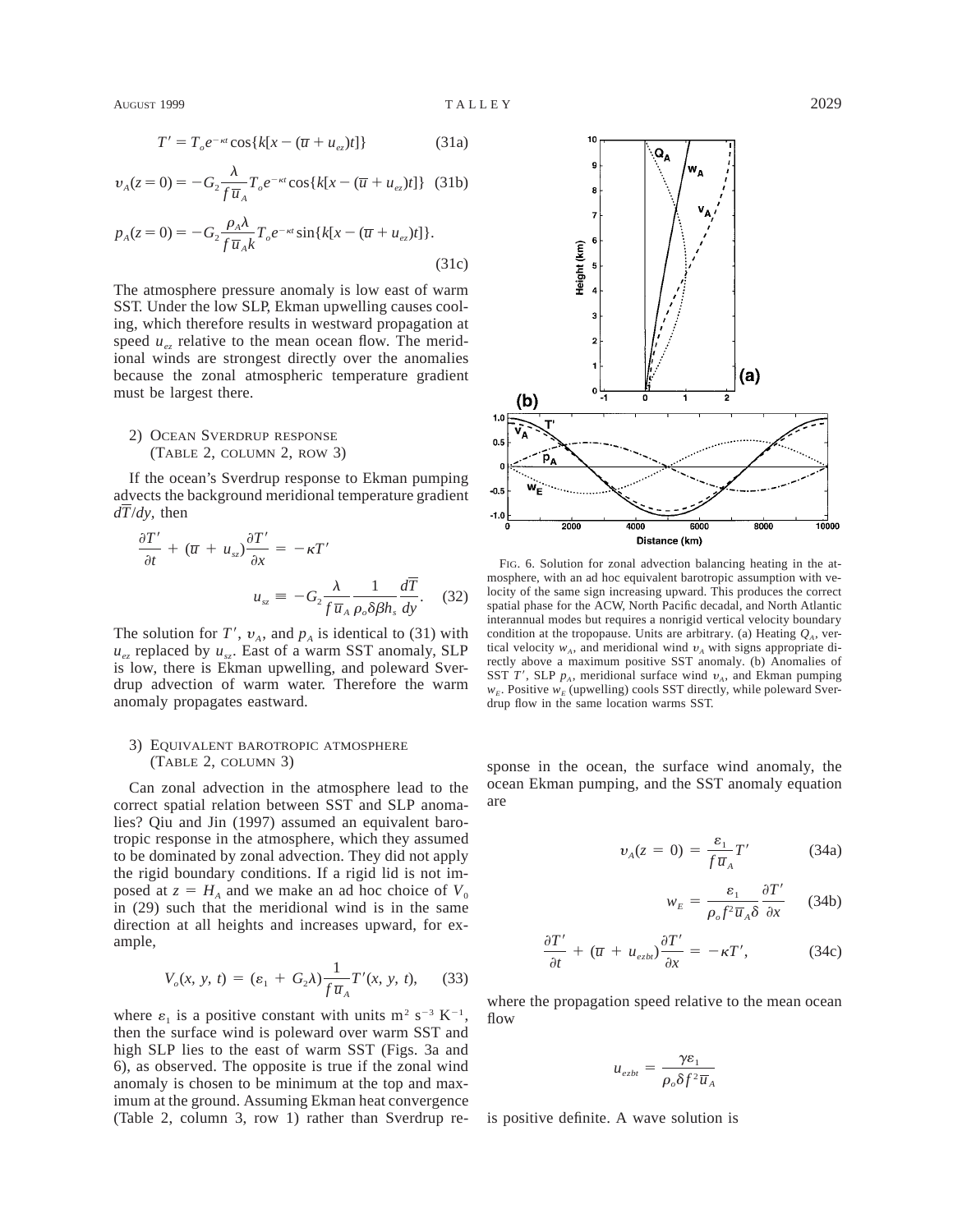$$T' = T_o e^{-\kappa t} \cos\{k[x - (\overline{u} + u_{ez})t]\} \quad (31a)$$

$$v_A(z = 0) = -G_2 \frac{\lambda}{f \overline{u}_A} T_o e^{-\kappa t} \cos\{k[x - (\overline{u} + u_{ez})t]\} \quad (31b)$$

$$p_A(z = 0) = -G_2 \frac{\rho_A \lambda}{f \overline{u}_A k} T_o e^{-\kappa t} \sin\{k[x - (\overline{u} + u_{ez})t]\}. \quad (31c)$$

The atmosphere pressure anomaly is low east of warm SST. Under the low SLP, Ekman upwelling causes cooling, which therefore results in westward propagation at speed $u_{ez}$ relative to the mean ocean flow. The meridional winds are strongest directly over the anomalies because the zonal atmospheric temperature gradient must be largest there.

2) Ocean Sverdrup response (Table 2, column 2, row 3)

If the ocean's Sverdrup response to Ekman pumping advects the background meridional temperature gradient $d\overline{T}/dy$, then

$$\frac{\partial T'}{\partial t} + (\overline{u} + u_{sz})\frac{\partial T'}{\partial x} = -\kappa T'$$

$$u_{sz} \equiv -G_2 \frac{\lambda}{f \overline{u}_A} \frac{1}{\rho_o \delta \beta h_s} \frac{d\overline{T}}{dy}. \quad (32)$$

The solution for $T'$, $v_A$, and $p_A$ is identical to (31) with $u_{ez}$ replaced by $u_{sz}$. East of a warm SST anomaly, SLP is low, there is Ekman upwelling, and poleward Sverdrup advection of warm water. Therefore the warm anomaly propagates eastward.

3) Equivalent barotropic atmosphere (Table 2, column 3)

Can zonal advection in the atmosphere lead to the correct spatial relation between SST and SLP anomalies? Qiu and Jin (1997) assumed an equivalent barotropic response in the atmosphere, which they assumed to be dominated by zonal advection. They did not apply the rigid boundary conditions. If a rigid lid is not imposed at $z = H_A$ and we make an ad hoc choice of $V_0$ in (29) such that the meridional wind is in the same direction at all heights and increases upward, for example,

$$V_o(x, y, t) = (\varepsilon_1 + G_2\lambda)\frac{1}{f \overline{u}_A} T'(x, y, t), \quad (33)$$

where $\varepsilon_1$ is a positive constant with units m$^2$ s$^{-3}$ K$^{-1}$, then the surface wind is poleward over warm SST and high SLP lies to the east of warm SST (Figs. 3a and 6), as observed. The opposite is true if the zonal wind anomaly is chosen to be minimum at the top and maximum at the ground. Assuming Ekman heat convergence (Table 2, column 3, row 1) rather than Sverdrup response in the ocean, the surface wind anomaly, the ocean Ekman pumping, and the SST anomaly equation are

$$v_A(z = 0) = \frac{\varepsilon_1}{f \overline{u}_A} T' \quad (34a)$$

$$w_E = \frac{\varepsilon_1}{\rho_o f^2 \overline{u}_A \delta} \frac{\partial T'}{\partial x} \quad (34b)$$

$$\frac{\partial T'}{\partial t} + (\overline{u} + u_{ezbt})\frac{\partial T'}{\partial x} = -\kappa T', \quad (34c)$$

where the propagation speed relative to the mean ocean flow

$$u_{ezbt} = \frac{\gamma \varepsilon_1}{\rho_o \delta f^2 \overline{u}_A}$$

is positive definite. A wave solution is

Fig. 6. Solution for zonal advection balancing heating in the atmosphere, with an ad hoc equivalent barotropic assumption with velocity of the same sign increasing upward. This produces the correct spatial phase for the ACW, North Pacific decadal, and North Atlantic interannual modes but requires a nonrigid vertical velocity boundary condition at the tropopause. Units are arbitrary. (a) Heating $Q_A$, vertical velocity $w_A$, and meridional wind $v_A$ with signs appropriate directly above a maximum positive SST anomaly. (b) Anomalies of SST $T'$, SLP $p_A$, meridional surface wind $v_A$, and Ekman pumping $w_E$. Positive $w_E$ (upwelling) cools SST directly, while poleward Sverdrup flow in the same location warms SST.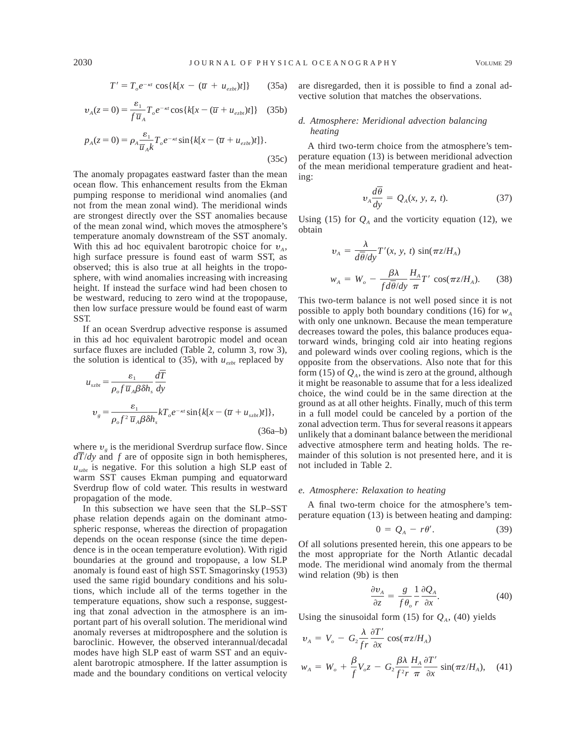$$T' = T_o e^{-\kappa t} \cos\{k[x - (\overline{u} + u_{ezbt})t]\} \tag{35a}$$

$$v_A(z = 0) = \frac{\varepsilon_1}{f \overline{u}_A} T_o e^{-\kappa t} \cos\{k[x - (\overline{u} + u_{ezbt})t]\} \tag{35b}$$

$$p_A(z = 0) = \rho_A \frac{\varepsilon_1}{\overline{u}_A k} T_o e^{-\kappa t} \sin\{k[x - (\overline{u} + u_{ezbt})t]\}. \tag{35c}$$

The anomaly propagates eastward faster than the mean ocean flow. This enhancement results from the Ekman pumping response to meridional wind anomalies (and not from the mean zonal wind). The meridional winds are strongest directly over the SST anomalies because of the mean zonal wind, which moves the atmosphere's temperature anomaly downstream of the SST anomaly. With this ad hoc equivalent barotropic choice for $v_A$, high surface pressure is found east of warm SST, as observed; this is also true at all heights in the troposphere, with wind anomalies increasing with increasing height. If instead the surface wind had been chosen to be westward, reducing to zero wind at the tropopause, then low surface pressure would be found east of warm SST.

If an ocean Sverdrup advective response is assumed in this ad hoc equivalent barotropic model and ocean surface fluxes are included (Table 2, column 3, row 3), the solution is identical to (35), with $u_{ezbt}$ replaced by

$$u_{szbt} = \frac{\varepsilon_1}{\rho_o f \overline{u}_A \beta \delta h_s} \frac{d\overline{T}}{dy}$$

$$v_g = \frac{\varepsilon_1}{\rho_o f^2 \overline{u}_A \beta \delta h_s} k T_o e^{-\kappa t} \sin\{k[x - (\overline{u} + u_{szbt})t]\}, \tag{36a–b}$$

where $v_g$ is the meridional Sverdrup surface flow. Since $d\overline{T}/dy$ and $f$ are of opposite sign in both hemispheres, $u_{szbt}$ is negative. For this solution a high SLP east of warm SST causes Ekman pumping and equatorward Sverdrup flow of cold water. This results in westward propagation of the mode.

In this subsection we have seen that the SLP–SST phase relation depends again on the dominant atmospheric response, whereas the direction of propagation depends on the ocean response (since the time dependence is in the ocean temperature evolution). With rigid boundaries at the ground and tropopause, a low SLP anomaly is found east of high SST. Smagorinsky (1953) used the same rigid boundary conditions and his solutions, which include all of the terms together in the temperature equations, show such a response, suggesting that zonal advection in the atmosphere is an important part of his overall solution. The meridional wind anomaly reverses at midtroposphere and the solution is baroclinic. However, the observed interannual/decadal modes have high SLP east of warm SST and an equivalent barotropic atmosphere. If the latter assumption is made and the boundary conditions on vertical velocity are disregarded, then it is possible to find a zonal advective solution that matches the observations.

### *d. Atmosphere: Meridional advection balancing heating*

A third two-term choice from the atmosphere's temperature equation (13) is between meridional advection of the mean meridional temperature gradient and heating:

$$v_A \frac{d\overline{\theta}}{dy} = Q_A(x, y, z, t). \tag{37}$$

Using (15) for $Q_A$ and the vorticity equation (12), we obtain

$$v_A = \frac{\lambda}{d\overline{\theta}/dy} T'(x, y, t) \sin(\pi z/H_A)$$

$$w_A = W_o - \frac{\beta\lambda}{f d\overline{\theta}/dy} \frac{H_A}{\pi} T' \cos(\pi z/H_A). \tag{38}$$

This two-term balance is not well posed since it is not possible to apply both boundary conditions (16) for $w_A$ with only one unknown. Because the mean temperature decreases toward the poles, this balance produces equatorward winds, bringing cold air into heating regions and poleward winds over cooling regions, which is the opposite from the observations. Also note that for this form (15) of $Q_A$, the wind is zero at the ground, although it might be reasonable to assume that for a less idealized choice, the wind could be in the same direction at the ground as at all other heights. Finally, much of this term in a full model could be canceled by a portion of the zonal advection term. Thus for several reasons it appears unlikely that a dominant balance between the meridional advective atmosphere term and heating holds. The remainder of this solution is not presented here, and it is not included in Table 2.

### *e. Atmosphere: Relaxation to heating*

A final two-term choice for the atmosphere's temperature equation (13) is between heating and damping:

$$0 = Q_A - r\theta'. \tag{39}$$

Of all solutions presented herein, this one appears to be the most appropriate for the North Atlantic decadal mode. The meridional wind anomaly from the thermal wind relation (9b) is then

$$\frac{\partial v_A}{\partial z} = \frac{g}{f\theta_o} \frac{1}{r} \frac{\partial Q_A}{\partial x}. \tag{40}$$

Using the sinusoidal form (15) for $Q_A$, (40) yields

$$v_A = V_o - G_2 \frac{\lambda}{fr} \frac{\partial T'}{\partial x} \cos(\pi z/H_A)$$

$$w_A = W_o + \frac{\beta}{f} V_o z - G_2 \frac{\beta\lambda}{f^2 r} \frac{H_A}{\pi} \frac{\partial T'}{\partial x} \sin(\pi z/H_A), \tag{41}$$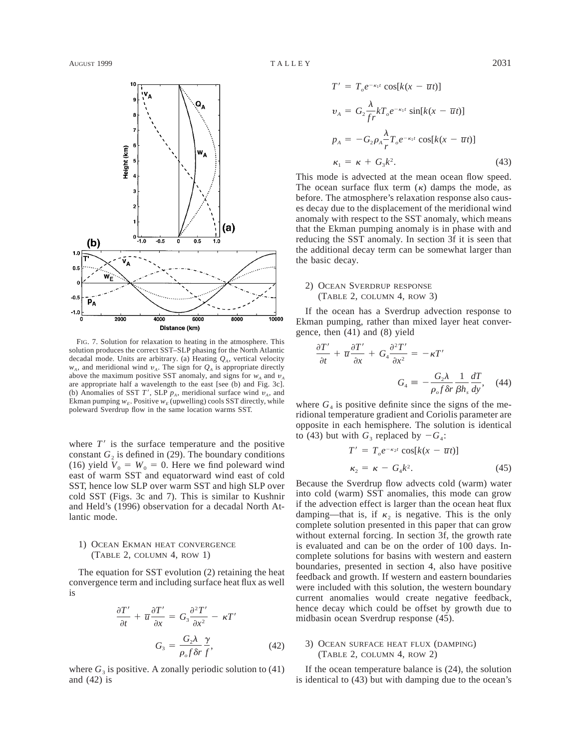FIG. 7. Solution for relaxation to heating in the atmosphere. This solution produces the correct SST–SLP phasing for the North Atlantic decadal mode. Units are arbitrary. (a) Heating $Q_A$, vertical velocity $w_A$, and meridional wind $v_A$. The sign for $Q_A$ is appropriate directly above the maximum positive SST anomaly, and signs for $w_A$ and $v_A$ are appropriate half a wavelength to the east [see (b) and Fig. 3c]. (b) Anomalies of SST $T'$, SLP $p_A$, meridional surface wind $v_A$, and Ekman pumping $w_E$. Positive $w_E$ (upwelling) cools SST directly, while poleward Sverdrup flow in the same location warms SST.

where $T'$ is the surface temperature and the positive constant $G_2$ is defined in (29). The boundary conditions (16) yield $V_0 = W_0 = 0$. Here we find poleward wind east of warm SST and equatorward wind east of cold SST, hence low SLP over warm SST and high SLP over cold SST (Figs. 3c and 7). This is similar to Kushnir and Held's (1996) observation for a decadal North Atlantic mode.

#### 1) Ocean Ekman heat convergence (Table 2, column 4, row 1)

The equation for SST evolution (2) retaining the heat convergence term and including surface heat flux as well is

$$\frac{\partial T'}{\partial t} + \overline{u}\frac{\partial T'}{\partial x} = G_3\frac{\partial^2 T'}{\partial x^2} - \kappa T'$$

$$G_3 = \frac{G_2\lambda}{\rho_o f \delta r}\frac{\gamma}{f}, \qquad (42)$$

where $G_3$ is positive. A zonally periodic solution to (41) and (42) is

$$T' = T_o e^{-\kappa_1 t}\cos[k(x - \overline{u}t)]$$

$$v_A = G_2\frac{\lambda}{fr}kT_o e^{-\kappa_1 t}\sin[k(x - \overline{u}t)]$$

$$p_A = -G_2\rho_A\frac{\lambda}{r}T_o e^{-\kappa_1 t}\cos[k(x - \overline{u}t)]$$

$$\kappa_1 = \kappa + G_3 k^2. \qquad (43)$$

This mode is advected at the mean ocean flow speed. The ocean surface flux term ($\kappa$) damps the mode, as before. The atmosphere's relaxation response also causes decay due to the displacement of the meridional wind anomaly with respect to the SST anomaly, which means that the Ekman pumping anomaly is in phase with and reducing the SST anomaly. In section 3f it is seen that the additional decay term can be somewhat larger than the basic decay.

#### 2) Ocean Sverdrup response (Table 2, column 4, row 3)

If the ocean has a Sverdrup advection response to Ekman pumping, rather than mixed layer heat convergence, then (41) and (8) yield

$$\frac{\partial T'}{\partial t} + \overline{u}\frac{\partial T'}{\partial x} + G_4\frac{\partial^2 T'}{\partial x^2} = -\kappa T'$$

$$G_4 \equiv -\frac{G_2\lambda}{\rho_o f \delta r}\frac{1}{\beta h_s}\frac{dT}{dy}, \qquad (44)$$

where $G_4$ is positive definite since the signs of the meridional temperature gradient and Coriolis parameter are opposite in each hemisphere. The solution is identical to (43) but with $G_3$ replaced by $-G_4$:

$$T' = T_o e^{-\kappa_2 t}\cos[k(x - \overline{u}t)]$$

$$\kappa_2 = \kappa - G_4 k^2. \qquad (45)$$

Because the Sverdrup flow advects cold (warm) water into cold (warm) SST anomalies, this mode can grow if the advection effect is larger than the ocean heat flux damping—that is, if $\kappa_2$ is negative. This is the only complete solution presented in this paper that can grow without external forcing. In section 3f, the growth rate is evaluated and can be on the order of 100 days. Incomplete solutions for basins with western and eastern boundaries, presented in section 4, also have positive feedback and growth. If western and eastern boundaries were included with this solution, the western boundary current anomalies would create negative feedback, hence decay which could be offset by growth due to midbasin ocean Sverdrup response (45).

#### 3) Ocean surface heat flux (damping) (Table 2, column 4, row 2)

If the ocean temperature balance is (24), the solution is identical to (43) but with damping due to the ocean's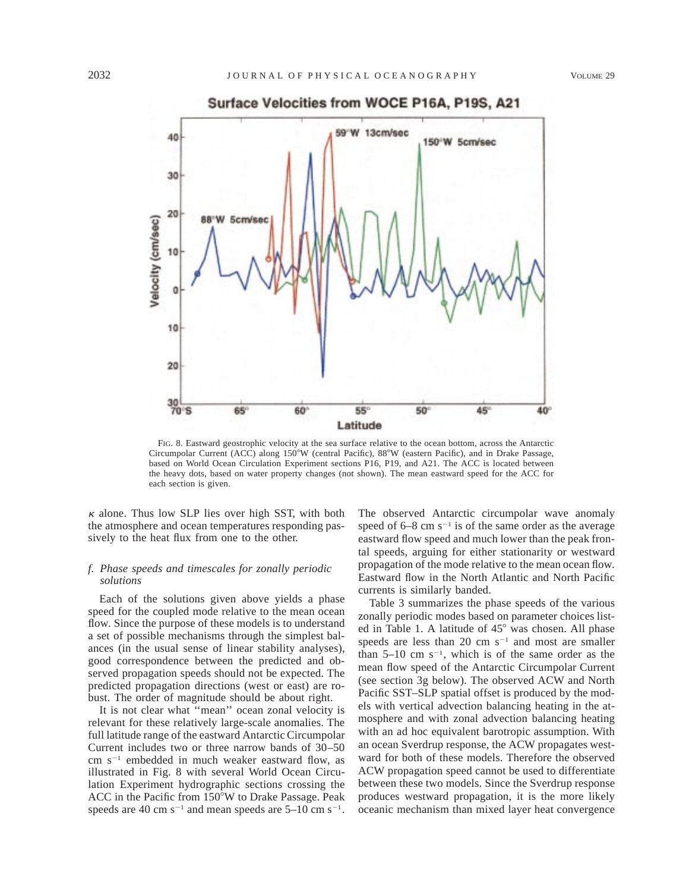FIG. 8. Eastward geostrophic velocity at the sea surface relative to the ocean bottom, across the Antarctic Circumpolar Current (ACC) along 150°W (central Pacific), 88°W (eastern Pacific), and in Drake Passage, based on World Ocean Circulation Experiment sections P16, P19, and A21. The ACC is located between the heavy dots, based on water property changes (not shown). The mean eastward speed for the ACC for each section is given.

$\kappa$ alone. Thus low SLP lies over high SST, with both the atmosphere and ocean temperatures responding passively to the heat flux from one to the other.

### *f. Phase speeds and timescales for zonally periodic solutions*

Each of the solutions given above yields a phase speed for the coupled mode relative to the mean ocean flow. Since the purpose of these models is to understand a set of possible mechanisms through the simplest balances (in the usual sense of linear stability analyses), good correspondence between the predicted and observed propagation speeds should not be expected. The predicted propagation directions (west or east) are robust. The order of magnitude should be about right.

It is not clear what ''mean'' ocean zonal velocity is relevant for these relatively large-scale anomalies. The full latitude range of the eastward Antarctic Circumpolar Current includes two or three narrow bands of 30–50 cm $\mathrm{s}^{-1}$ embedded in much weaker eastward flow, as illustrated in Fig. 8 with several World Ocean Circulation Experiment hydrographic sections crossing the ACC in the Pacific from 150°W to Drake Passage. Peak speeds are 40 cm $\mathrm{s}^{-1}$ and mean speeds are 5–10 cm $\mathrm{s}^{-1}$. The observed Antarctic circumpolar wave anomaly speed of 6–8 cm $\mathrm{s}^{-1}$ is of the same order as the average eastward flow speed and much lower than the peak frontal speeds, arguing for either stationarity or westward propagation of the mode relative to the mean ocean flow. Eastward flow in the North Atlantic and North Pacific currents is similarly banded.

Table 3 summarizes the phase speeds of the various zonally periodic modes based on parameter choices listed in Table 1. A latitude of 45° was chosen. All phase speeds are less than 20 cm $\mathrm{s}^{-1}$ and most are smaller than 5–10 cm $\mathrm{s}^{-1}$, which is of the same order as the mean flow speed of the Antarctic Circumpolar Current (see section 3g below). The observed ACW and North Pacific SST–SLP spatial offset is produced by the models with vertical advection balancing heating in the atmosphere and with zonal advection balancing heating with an ad hoc equivalent barotropic assumption. With an ocean Sverdrup response, the ACW propagates westward for both of these models. Therefore the observed ACW propagation speed cannot be used to differentiate between these two models. Since the Sverdrup response produces westward propagation, it is the more likely oceanic mechanism than mixed layer heat convergence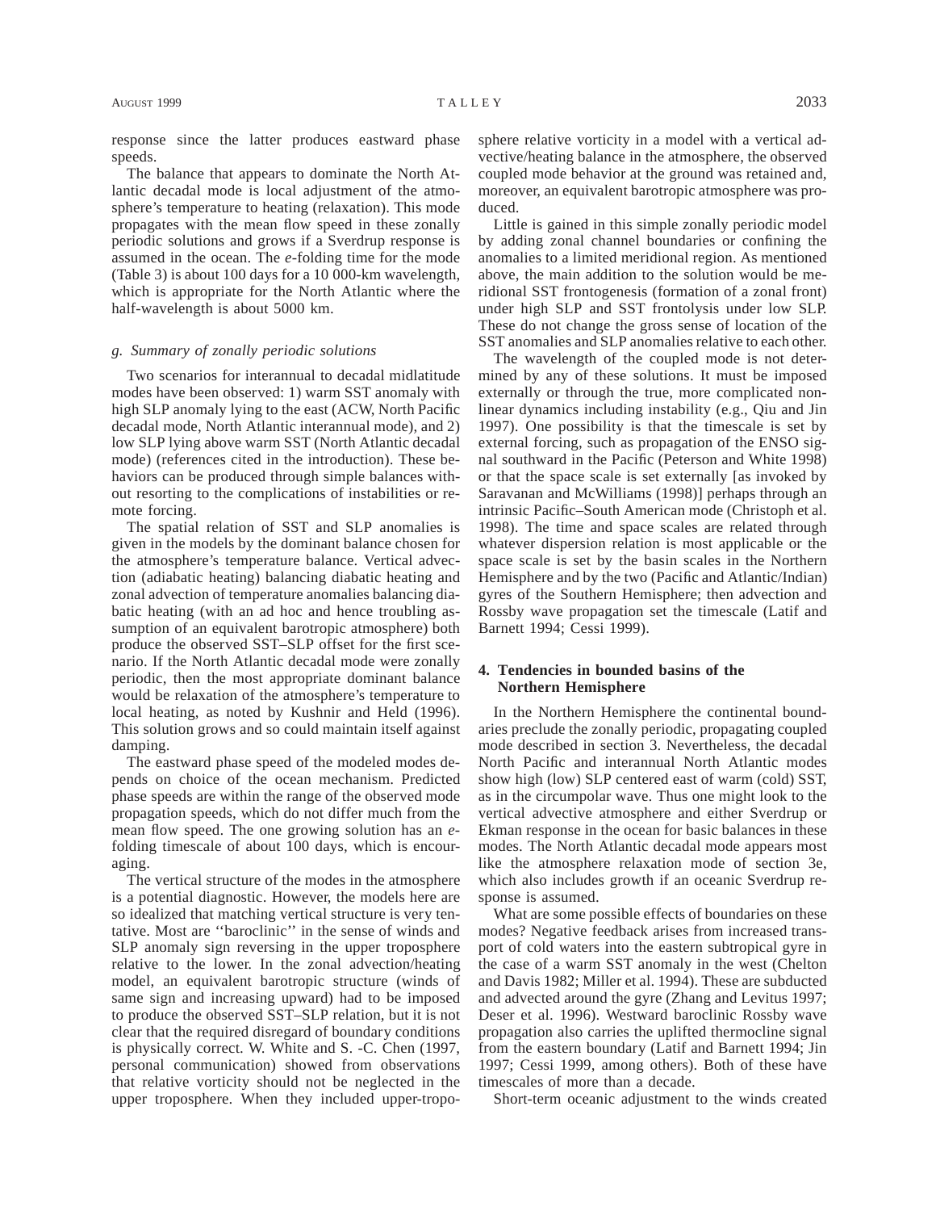response since the latter produces eastward phase speeds.

The balance that appears to dominate the North Atlantic decadal mode is local adjustment of the atmosphere's temperature to heating (relaxation). This mode propagates with the mean flow speed in these zonally periodic solutions and grows if a Sverdrup response is assumed in the ocean. The *e*-folding time for the mode (Table 3) is about 100 days for a 10 000-km wavelength, which is appropriate for the North Atlantic where the half-wavelength is about 5000 km.

### *g. Summary of zonally periodic solutions*

Two scenarios for interannual to decadal midlatitude modes have been observed: 1) warm SST anomaly with high SLP anomaly lying to the east (ACW, North Pacific decadal mode, North Atlantic interannual mode), and 2) low SLP lying above warm SST (North Atlantic decadal mode) (references cited in the introduction). These behaviors can be produced through simple balances without resorting to the complications of instabilities or remote forcing.

The spatial relation of SST and SLP anomalies is given in the models by the dominant balance chosen for the atmosphere's temperature balance. Vertical advection (adiabatic heating) balancing diabatic heating and zonal advection of temperature anomalies balancing diabatic heating (with an ad hoc and hence troubling assumption of an equivalent barotropic atmosphere) both produce the observed SST–SLP offset for the first scenario. If the North Atlantic decadal mode were zonally periodic, then the most appropriate dominant balance would be relaxation of the atmosphere's temperature to local heating, as noted by Kushnir and Held (1996). This solution grows and so could maintain itself against damping.

The eastward phase speed of the modeled modes depends on choice of the ocean mechanism. Predicted phase speeds are within the range of the observed mode propagation speeds, which do not differ much from the mean flow speed. The one growing solution has an *e*-folding timescale of about 100 days, which is encouraging.

The vertical structure of the modes in the atmosphere is a potential diagnostic. However, the models here are so idealized that matching vertical structure is very tentative. Most are ''baroclinic'' in the sense of winds and SLP anomaly sign reversing in the upper troposphere relative to the lower. In the zonal advection/heating model, an equivalent barotropic structure (winds of same sign and increasing upward) had to be imposed to produce the observed SST–SLP relation, but it is not clear that the required disregard of boundary conditions is physically correct. W. White and S. -C. Chen (1997, personal communication) showed from observations that relative vorticity should not be neglected in the upper troposphere. When they included upper-troposphere relative vorticity in a model with a vertical advective/heating balance in the atmosphere, the observed coupled mode behavior at the ground was retained and, moreover, an equivalent barotropic atmosphere was produced.

Little is gained in this simple zonally periodic model by adding zonal channel boundaries or confining the anomalies to a limited meridional region. As mentioned above, the main addition to the solution would be meridional SST frontogenesis (formation of a zonal front) under high SLP and SST frontolysis under low SLP. These do not change the gross sense of location of the SST anomalies and SLP anomalies relative to each other.

The wavelength of the coupled mode is not determined by any of these solutions. It must be imposed externally or through the true, more complicated nonlinear dynamics including instability (e.g., Qiu and Jin 1997). One possibility is that the timescale is set by external forcing, such as propagation of the ENSO signal southward in the Pacific (Peterson and White 1998) or that the space scale is set externally [as invoked by Saravanan and McWilliams (1998)] perhaps through an intrinsic Pacific–South American mode (Christoph et al. 1998). The time and space scales are related through whatever dispersion relation is most applicable or the space scale is set by the basin scales in the Northern Hemisphere and by the two (Pacific and Atlantic/Indian) gyres of the Southern Hemisphere; then advection and Rossby wave propagation set the timescale (Latif and Barnett 1994; Cessi 1999).

## 4. Tendencies in bounded basins of the Northern Hemisphere

In the Northern Hemisphere the continental boundaries preclude the zonally periodic, propagating coupled mode described in section 3. Nevertheless, the decadal North Pacific and interannual North Atlantic modes show high (low) SLP centered east of warm (cold) SST, as in the circumpolar wave. Thus one might look to the vertical advective atmosphere and either Sverdrup or Ekman response in the ocean for basic balances in these modes. The North Atlantic decadal mode appears most like the atmosphere relaxation mode of section 3e, which also includes growth if an oceanic Sverdrup response is assumed.

What are some possible effects of boundaries on these modes? Negative feedback arises from increased transport of cold waters into the eastern subtropical gyre in the case of a warm SST anomaly in the west (Chelton and Davis 1982; Miller et al. 1994). These are subducted and advected around the gyre (Zhang and Levitus 1997; Deser et al. 1996). Westward baroclinic Rossby wave propagation also carries the uplifted thermocline signal from the eastern boundary (Latif and Barnett 1994; Jin 1997; Cessi 1999, among others). Both of these have timescales of more than a decade.

Short-term oceanic adjustment to the winds created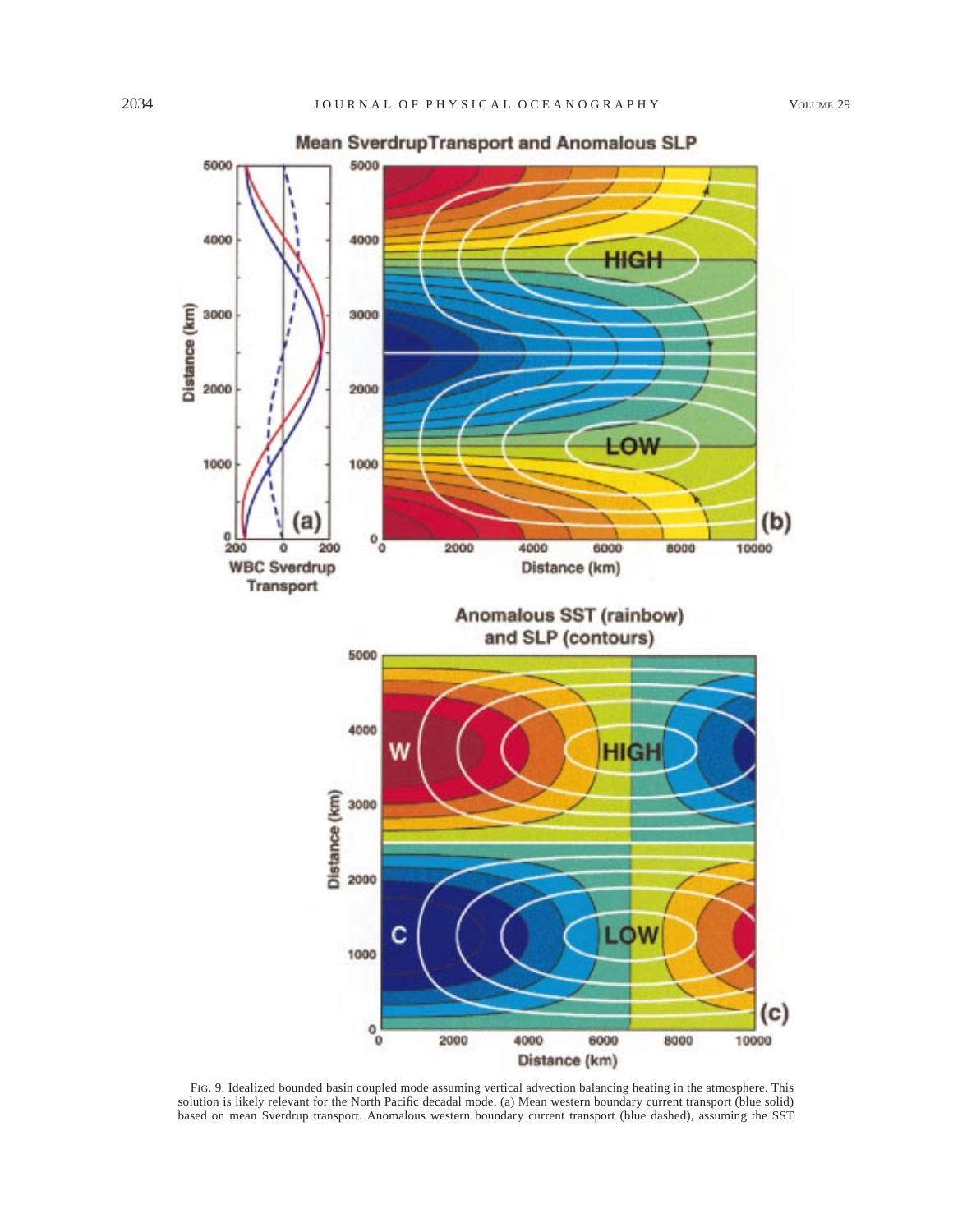FIG. 9. Idealized bounded basin coupled mode assuming vertical advection balancing heating in the atmosphere. This solution is likely relevant for the North Pacific decadal mode. (a) Mean western boundary current transport (blue solid) based on mean Sverdrup transport. Anomalous western boundary current transport (blue dashed), assuming the SST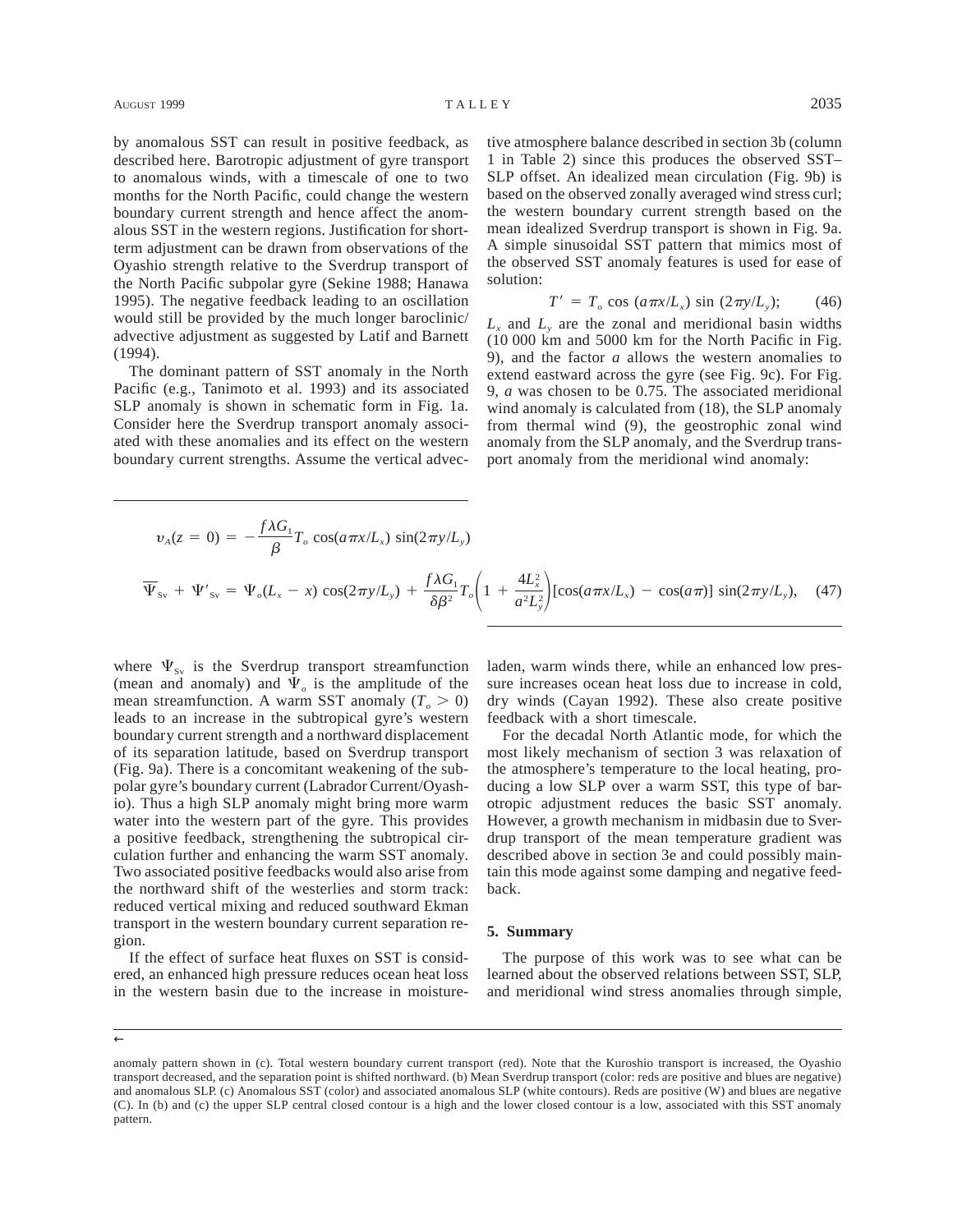by anomalous SST can result in positive feedback, as described here. Barotropic adjustment of gyre transport to anomalous winds, with a timescale of one to two months for the North Pacific, could change the western boundary current strength and hence affect the anomalous SST in the western regions. Justification for short-term adjustment can be drawn from observations of the Oyashio strength relative to the Sverdrup transport of the North Pacific subpolar gyre (Sekine 1988; Hanawa 1995). The negative feedback leading to an oscillation would still be provided by the much longer baroclinic/advective adjustment as suggested by Latif and Barnett (1994).

The dominant pattern of SST anomaly in the North Pacific (e.g., Tanimoto et al. 1993) and its associated SLP anomaly is shown in schematic form in Fig. 1a. Consider here the Sverdrup transport anomaly associated with these anomalies and its effect on the western boundary current strengths. Assume the vertical advective atmosphere balance described in section 3b (column 1 in Table 2) since this produces the observed SST–SLP offset. An idealized mean circulation (Fig. 9b) is based on the observed zonally averaged wind stress curl; the western boundary current strength based on the mean idealized Sverdrup transport is shown in Fig. 9a. A simple sinusoidal SST pattern that mimics most of the observed SST anomaly features is used for ease of solution:

$$T' = T_o \cos(a\pi x/L_x) \sin(2\pi y/L_y); \tag{46}$$

$L_x$ and $L_y$ are the zonal and meridional basin widths (10 000 km and 5000 km for the North Pacific in Fig. 9), and the factor $a$ allows the western anomalies to extend eastward across the gyre (see Fig. 9c). For Fig. 9, $a$ was chosen to be 0.75. The associated meridional wind anomaly is calculated from (18), the SLP anomaly from thermal wind (9), the geostrophic zonal wind anomaly from the SLP anomaly, and the Sverdrup transport anomaly from the meridional wind anomaly:

$$v_A(z=0) = -\frac{f\lambda G_1}{\beta} T_o \cos(a\pi x/L_x) \sin(2\pi y/L_y)$$

$$\overline{\Psi}_{\mathrm{Sv}} + \Psi'_{\mathrm{Sv}} = \Psi_o(L_x - x)\cos(2\pi y/L_y) + \frac{f\lambda G_1}{\delta\beta^2} T_o \left(1 + \frac{4L_x^2}{a^2 L_y^2}\right)[\cos(a\pi x/L_x) - \cos(a\pi)] \sin(2\pi y/L_y), \tag{47}$$

where $\Psi_{\mathrm{Sv}}$ is the Sverdrup transport streamfunction (mean and anomaly) and $\Psi_o$ is the amplitude of the mean streamfunction. A warm SST anomaly ($T_o > 0$) leads to an increase in the subtropical gyre's western boundary current strength and a northward displacement of its separation latitude, based on Sverdrup transport (Fig. 9a). There is a concomitant weakening of the subpolar gyre's boundary current (Labrador Current/Oyashio). Thus a high SLP anomaly might bring more warm water into the western part of the gyre. This provides a positive feedback, strengthening the subtropical circulation further and enhancing the warm SST anomaly. Two associated positive feedbacks would also arise from the northward shift of the westerlies and storm track: reduced vertical mixing and reduced southward Ekman transport in the western boundary current separation region.

If the effect of surface heat fluxes on SST is considered, an enhanced high pressure reduces ocean heat loss in the western basin due to the increase in moisture-laden, warm winds there, while an enhanced low pressure increases ocean heat loss due to increase in cold, dry winds (Cayan 1992). These also create positive feedback with a short timescale.

For the decadal North Atlantic mode, for which the most likely mechanism of section 3 was relaxation of the atmosphere's temperature to the local heating, producing a low SLP over a warm SST, this type of barotropic adjustment reduces the basic SST anomaly. However, a growth mechanism in midbasin due to Sverdrup transport of the mean temperature gradient was described above in section 3e and could possibly maintain this mode against some damping and negative feedback.

## 5. Summary

The purpose of this work was to see what can be learned about the observed relations between SST, SLP, and meridional wind stress anomalies through simple,

←

anomaly pattern shown in (c). Total western boundary current transport (red). Note that the Kuroshio transport is increased, the Oyashio transport decreased, and the separation point is shifted northward. (b) Mean Sverdrup transport (color: reds are positive and blues are negative) and anomalous SLP. (c) Anomalous SST (color) and associated anomalous SLP (white contours). Reds are positive (W) and blues are negative (C). In (b) and (c) the upper SLP central closed contour is a high and the lower closed contour is a low, associated with this SST anomaly pattern.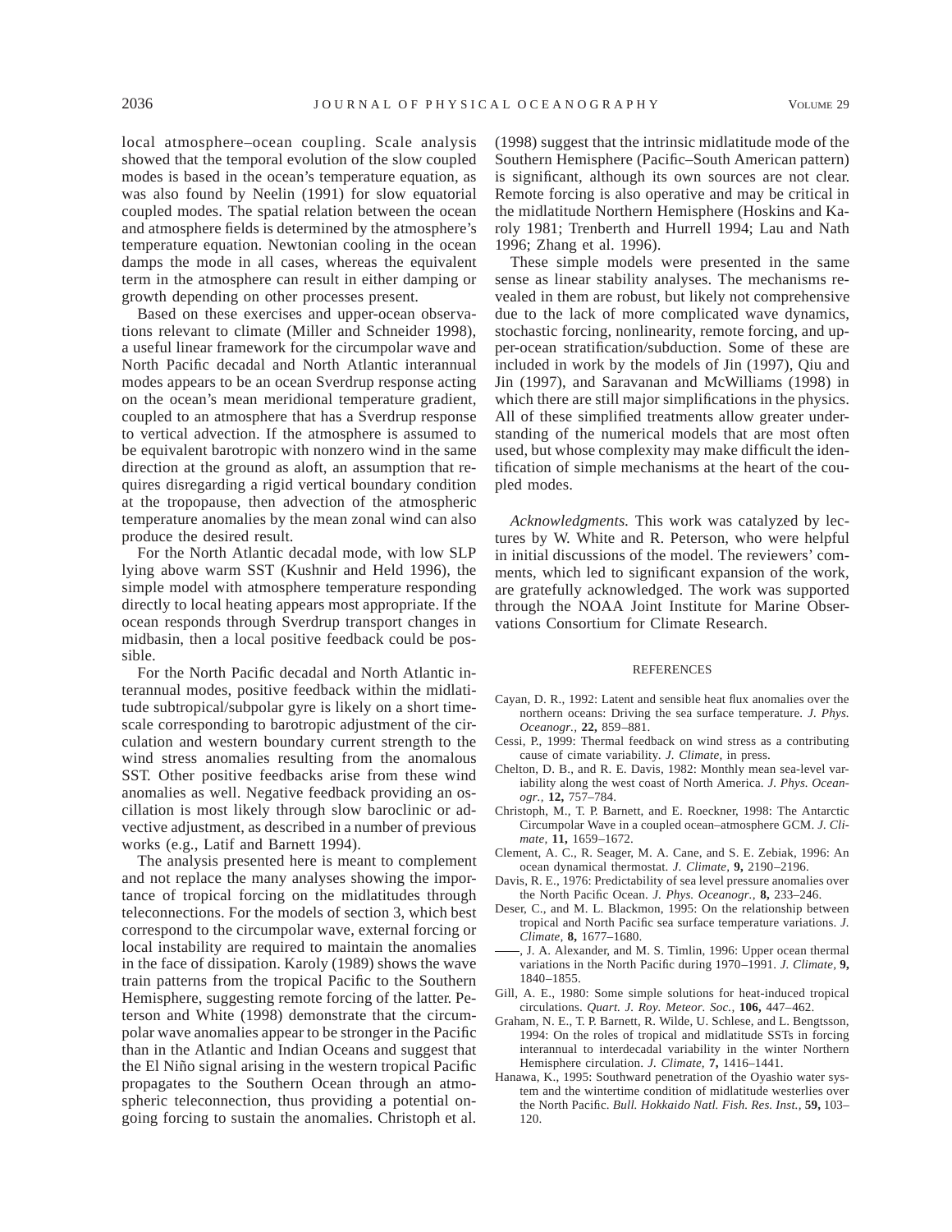local atmosphere–ocean coupling. Scale analysis showed that the temporal evolution of the slow coupled modes is based in the ocean's temperature equation, as was also found by Neelin (1991) for slow equatorial coupled modes. The spatial relation between the ocean and atmosphere fields is determined by the atmosphere's temperature equation. Newtonian cooling in the ocean damps the mode in all cases, whereas the equivalent term in the atmosphere can result in either damping or growth depending on other processes present.

Based on these exercises and upper-ocean observations relevant to climate (Miller and Schneider 1998), a useful linear framework for the circumpolar wave and North Pacific decadal and North Atlantic interannual modes appears to be an ocean Sverdrup response acting on the ocean's mean meridional temperature gradient, coupled to an atmosphere that has a Sverdrup response to vertical advection. If the atmosphere is assumed to be equivalent barotropic with nonzero wind in the same direction at the ground as aloft, an assumption that requires disregarding a rigid vertical boundary condition at the tropopause, then advection of the atmospheric temperature anomalies by the mean zonal wind can also produce the desired result.

For the North Atlantic decadal mode, with low SLP lying above warm SST (Kushnir and Held 1996), the simple model with atmosphere temperature responding directly to local heating appears most appropriate. If the ocean responds through Sverdrup transport changes in midbasin, then a local positive feedback could be possible.

For the North Pacific decadal and North Atlantic interannual modes, positive feedback within the midlatitude subtropical/subpolar gyre is likely on a short timescale corresponding to barotropic adjustment of the circulation and western boundary current strength to the wind stress anomalies resulting from the anomalous SST. Other positive feedbacks arise from these wind anomalies as well. Negative feedback providing an oscillation is most likely through slow baroclinic or advective adjustment, as described in a number of previous works (e.g., Latif and Barnett 1994).

The analysis presented here is meant to complement and not replace the many analyses showing the importance of tropical forcing on the midlatitudes through teleconnections. For the models of section 3, which best correspond to the circumpolar wave, external forcing or local instability are required to maintain the anomalies in the face of dissipation. Karoly (1989) shows the wave train patterns from the tropical Pacific to the Southern Hemisphere, suggesting remote forcing of the latter. Peterson and White (1998) demonstrate that the circumpolar wave anomalies appear to be stronger in the Pacific than in the Atlantic and Indian Oceans and suggest that the El Niño signal arising in the western tropical Pacific propagates to the Southern Ocean through an atmospheric teleconnection, thus providing a potential ongoing forcing to sustain the anomalies. Christoph et al. (1998) suggest that the intrinsic midlatitude mode of the Southern Hemisphere (Pacific–South American pattern) is significant, although its own sources are not clear. Remote forcing is also operative and may be critical in the midlatitude Northern Hemisphere (Hoskins and Karoly 1981; Trenberth and Hurrell 1994; Lau and Nath 1996; Zhang et al. 1996).

These simple models were presented in the same sense as linear stability analyses. The mechanisms revealed in them are robust, but likely not comprehensive due to the lack of more complicated wave dynamics, stochastic forcing, nonlinearity, remote forcing, and upper-ocean stratification/subduction. Some of these are included in work by the models of Jin (1997), Qiu and Jin (1997), and Saravanan and McWilliams (1998) in which there are still major simplifications in the physics. All of these simplified treatments allow greater understanding of the numerical models that are most often used, but whose complexity may make difficult the identification of simple mechanisms at the heart of the coupled modes.

*Acknowledgments.* This work was catalyzed by lectures by W. White and R. Peterson, who were helpful in initial discussions of the model. The reviewers' comments, which led to significant expansion of the work, are gratefully acknowledged. The work was supported through the NOAA Joint Institute for Marine Observations Consortium for Climate Research.

## REFERENCES

Cayan, D. R., 1992: Latent and sensible heat flux anomalies over the northern oceans: Driving the sea surface temperature. *J. Phys. Oceanogr.,* **22,** 859–881.

Cessi, P., 1999: Thermal feedback on wind stress as a contributing cause of cimate variability. *J. Climate,* in press.

Chelton, D. B., and R. E. Davis, 1982: Monthly mean sea-level variability along the west coast of North America. *J. Phys. Oceanogr.,* **12,** 757–784.

Christoph, M., T. P. Barnett, and E. Roeckner, 1998: The Antarctic Circumpolar Wave in a coupled ocean–atmosphere GCM. *J. Climate,* **11,** 1659–1672.

Clement, A. C., R. Seager, M. A. Cane, and S. E. Zebiak, 1996: An ocean dynamical thermostat. *J. Climate,* **9,** 2190–2196.

Davis, R. E., 1976: Predictability of sea level pressure anomalies over the North Pacific Ocean. *J. Phys. Oceanogr.,* **8,** 233–246.

Deser, C., and M. L. Blackmon, 1995: On the relationship between tropical and North Pacific sea surface temperature variations. *J. Climate,* **8,** 1677–1680.

——, J. A. Alexander, and M. S. Timlin, 1996: Upper ocean thermal variations in the North Pacific during 1970–1991. *J. Climate,* **9,** 1840–1855.

Gill, A. E., 1980: Some simple solutions for heat-induced tropical circulations. *Quart. J. Roy. Meteor. Soc.,* **106,** 447–462.

Graham, N. E., T. P. Barnett, R. Wilde, U. Schlese, and L. Bengtsson, 1994: On the roles of tropical and midlatitude SSTs in forcing interannual to interdecadal variability in the winter Northern Hemisphere circulation. *J. Climate,* **7,** 1416–1441.

Hanawa, K., 1995: Southward penetration of the Oyashio water system and the wintertime condition of midlatitude westerlies over the North Pacific. *Bull. Hokkaido Natl. Fish. Res. Inst.,* **59,** 103–120.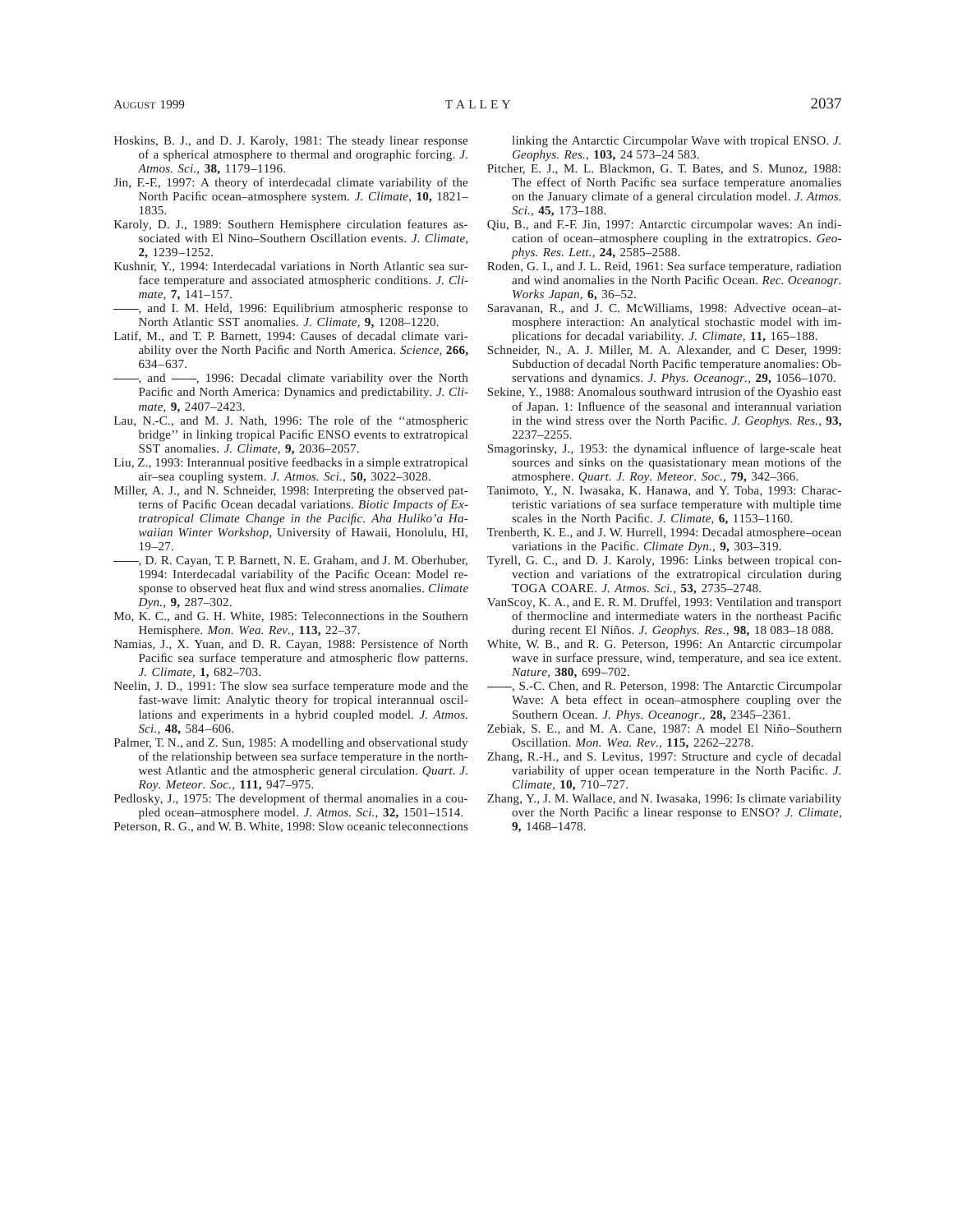Hoskins, B. J., and D. J. Karoly, 1981: The steady linear response of a spherical atmosphere to thermal and orographic forcing. *J. Atmos. Sci.*, **38,** 1179–1196.

Jin, F.-F., 1997: A theory of interdecadal climate variability of the North Pacific ocean–atmosphere system. *J. Climate,* **10,** 1821–1835.

Karoly, D. J., 1989: Southern Hemisphere circulation features associated with El Nino–Southern Oscillation events. *J. Climate,* **2,** 1239–1252.

Kushnir, Y., 1994: Interdecadal variations in North Atlantic sea surface temperature and associated atmospheric conditions. *J. Climate,* **7,** 141–157.

——, and I. M. Held, 1996: Equilibrium atmospheric response to North Atlantic SST anomalies. *J. Climate,* **9,** 1208–1220.

Latif, M., and T. P. Barnett, 1994: Causes of decadal climate variability over the North Pacific and North America. *Science,* **266,** 634–637.

——, and ——, 1996: Decadal climate variability over the North Pacific and North America: Dynamics and predictability. *J. Climate,* **9,** 2407–2423.

Lau, N.-C., and M. J. Nath, 1996: The role of the ''atmospheric bridge'' in linking tropical Pacific ENSO events to extratropical SST anomalies. *J. Climate,* **9,** 2036–2057.

Liu, Z., 1993: Interannual positive feedbacks in a simple extratropical air–sea coupling system. *J. Atmos. Sci.,* **50,** 3022–3028.

Miller, A. J., and N. Schneider, 1998: Interpreting the observed patterns of Pacific Ocean decadal variations. *Biotic Impacts of Extratropical Climate Change in the Pacific. Aha Huliko'a Hawaiian Winter Workshop,* University of Hawaii, Honolulu, HI, 19–27.

——, D. R. Cayan, T. P. Barnett, N. E. Graham, and J. M. Oberhuber, 1994: Interdecadal variability of the Pacific Ocean: Model response to observed heat flux and wind stress anomalies. *Climate Dyn.,* **9,** 287–302.

Mo, K. C., and G. H. White, 1985: Teleconnections in the Southern Hemisphere. *Mon. Wea. Rev.,* **113,** 22–37.

Namias, J., X. Yuan, and D. R. Cayan, 1988: Persistence of North Pacific sea surface temperature and atmospheric flow patterns. *J. Climate,* **1,** 682–703.

Neelin, J. D., 1991: The slow sea surface temperature mode and the fast-wave limit: Analytic theory for tropical interannual oscillations and experiments in a hybrid coupled model. *J. Atmos. Sci.,* **48,** 584–606.

Palmer, T. N., and Z. Sun, 1985: A modelling and observational study of the relationship between sea surface temperature in the northwest Atlantic and the atmospheric general circulation. *Quart. J. Roy. Meteor. Soc.,* **111,** 947–975.

Pedlosky, J., 1975: The development of thermal anomalies in a coupled ocean–atmosphere model. *J. Atmos. Sci.,* **32,** 1501–1514.

Peterson, R. G., and W. B. White, 1998: Slow oceanic teleconnections linking the Antarctic Circumpolar Wave with tropical ENSO. *J. Geophys. Res.,* **103,** 24 573–24 583.

Pitcher, E. J., M. L. Blackmon, G. T. Bates, and S. Munoz, 1988: The effect of North Pacific sea surface temperature anomalies on the January climate of a general circulation model. *J. Atmos. Sci.,* **45,** 173–188.

Qiu, B., and F.-F. Jin, 1997: Antarctic circumpolar waves: An indication of ocean–atmosphere coupling in the extratropics. *Geophys. Res. Lett.,* **24,** 2585–2588.

Roden, G. I., and J. L. Reid, 1961: Sea surface temperature, radiation and wind anomalies in the North Pacific Ocean. *Rec. Oceanogr. Works Japan,* **6,** 36–52.

Saravanan, R., and J. C. McWilliams, 1998: Advective ocean–atmosphere interaction: An analytical stochastic model with implications for decadal variability. *J. Climate,* **11,** 165–188.

Schneider, N., A. J. Miller, M. A. Alexander, and C Deser, 1999: Subduction of decadal North Pacific temperature anomalies: Observations and dynamics. *J. Phys. Oceanogr.,* **29,** 1056–1070.

Sekine, Y., 1988: Anomalous southward intrusion of the Oyashio east of Japan. 1: Influence of the seasonal and interannual variation in the wind stress over the North Pacific. *J. Geophys. Res.,* **93,** 2237–2255.

Smagorinsky, J., 1953: the dynamical influence of large-scale heat sources and sinks on the quasistationary mean motions of the atmosphere. *Quart. J. Roy. Meteor. Soc.,* **79,** 342–366.

Tanimoto, Y., N. Iwasaka, K. Hanawa, and Y. Toba, 1993: Characteristic variations of sea surface temperature with multiple time scales in the North Pacific. *J. Climate,* **6,** 1153–1160.

Trenberth, K. E., and J. W. Hurrell, 1994: Decadal atmosphere–ocean variations in the Pacific. *Climate Dyn.,* **9,** 303–319.

Tyrell, G. C., and D. J. Karoly, 1996: Links between tropical convection and variations of the extratropical circulation during TOGA COARE. *J. Atmos. Sci.,* **53,** 2735–2748.

VanScoy, K. A., and E. R. M. Druffel, 1993: Ventilation and transport of thermocline and intermediate waters in the northeast Pacific during recent El Niños. *J. Geophys. Res.,* **98,** 18 083–18 088.

White, W. B., and R. G. Peterson, 1996: An Antarctic circumpolar wave in surface pressure, wind, temperature, and sea ice extent. *Nature,* **380,** 699–702.

——, S.-C. Chen, and R. Peterson, 1998: The Antarctic Circumpolar Wave: A beta effect in ocean–atmosphere coupling over the Southern Ocean. *J. Phys. Oceanogr.,* **28,** 2345–2361.

Zebiak, S. E., and M. A. Cane, 1987: A model El Niño–Southern Oscillation. *Mon. Wea. Rev.,* **115,** 2262–2278.

Zhang, R.-H., and S. Levitus, 1997: Structure and cycle of decadal variability of upper ocean temperature in the North Pacific. *J. Climate,* **10,** 710–727.

Zhang, Y., J. M. Wallace, and N. Iwasaka, 1996: Is climate variability over the North Pacific a linear response to ENSO? *J. Climate,* **9,** 1468–1478.